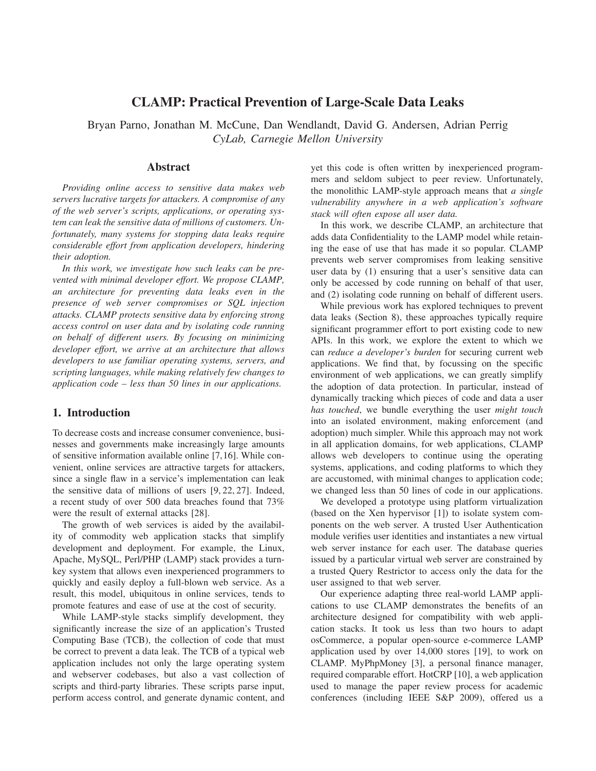# CLAMP: Practical Prevention of Large-Scale Data Leaks

Bryan Parno, Jonathan M. McCune, Dan Wendlandt, David G. Andersen, Adrian Perrig
*CyLab, Carnegie Mellon University*

## Abstract

*Providing online access to sensitive data makes web servers lucrative targets for attackers. A compromise of any of the web server's scripts, applications, or operating system can leak the sensitive data of millions of customers. Unfortunately, many systems for stopping data leaks require considerable effort from application developers, hindering their adoption.*

*In this work, we investigate how such leaks can be prevented with minimal developer effort. We propose CLAMP, an architecture for preventing data leaks even in the presence of web server compromises or SQL injection attacks. CLAMP protects sensitive data by enforcing strong access control on user data and by isolating code running on behalf of different users. By focusing on minimizing developer effort, we arrive at an architecture that allows developers to use familiar operating systems, servers, and scripting languages, while making relatively few changes to application code – less than 50 lines in our applications.*

## 1. Introduction

To decrease costs and increase consumer convenience, businesses and governments make increasingly large amounts of sensitive information available online [7,16]. While convenient, online services are attractive targets for attackers, since a single flaw in a service's implementation can leak the sensitive data of millions of users [9, 22, 27]. Indeed, a recent study of over 500 data breaches found that 73% were the result of external attacks [28].

The growth of web services is aided by the availability of commodity web application stacks that simplify development and deployment. For example, the Linux, Apache, MySQL, Perl/PHP (LAMP) stack provides a turnkey system that allows even inexperienced programmers to quickly and easily deploy a full-blown web service. As a result, this model, ubiquitous in online services, tends to promote features and ease of use at the cost of security.

While LAMP-style stacks simplify development, they significantly increase the size of an application's Trusted Computing Base (TCB), the collection of code that must be correct to prevent a data leak. The TCB of a typical web application includes not only the large operating system and webserver codebases, but also a vast collection of scripts and third-party libraries. These scripts parse input, perform access control, and generate dynamic content, and yet this code is often written by inexperienced programmers and seldom subject to peer review. Unfortunately, the monolithic LAMP-style approach means that *a single vulnerability anywhere in a web application's software stack will often expose all user data.*

In this work, we describe CLAMP, an architecture that adds data Confidentiality to the LAMP model while retaining the ease of use that has made it so popular. CLAMP prevents web server compromises from leaking sensitive user data by (1) ensuring that a user's sensitive data can only be accessed by code running on behalf of that user, and (2) isolating code running on behalf of different users.

While previous work has explored techniques to prevent data leaks (Section 8), these approaches typically require significant programmer effort to port existing code to new APIs. In this work, we explore the extent to which we can *reduce a developer's burden* for securing current web applications. We find that, by focussing on the specific environment of web applications, we can greatly simplify the adoption of data protection. In particular, instead of dynamically tracking which pieces of code and data a user *has touched*, we bundle everything the user *might touch* into an isolated environment, making enforcement (and adoption) much simpler. While this approach may not work in all application domains, for web applications, CLAMP allows web developers to continue using the operating systems, applications, and coding platforms to which they are accustomed, with minimal changes to application code; we changed less than 50 lines of code in our applications.

We developed a prototype using platform virtualization (based on the Xen hypervisor [1]) to isolate system components on the web server. A trusted User Authentication module verifies user identities and instantiates a new virtual web server instance for each user. The database queries issued by a particular virtual web server are constrained by a trusted Query Restrictor to access only the data for the user assigned to that web server.

Our experience adapting three real-world LAMP applications to use CLAMP demonstrates the benefits of an architecture designed for compatibility with web application stacks. It took us less than two hours to adapt osCommerce, a popular open-source e-commerce LAMP application used by over 14,000 stores [19], to work on CLAMP. MyPhpMoney [3], a personal finance manager, required comparable effort. HotCRP [10], a web application used to manage the paper review process for academic conferences (including IEEE S&P 2009), offered us a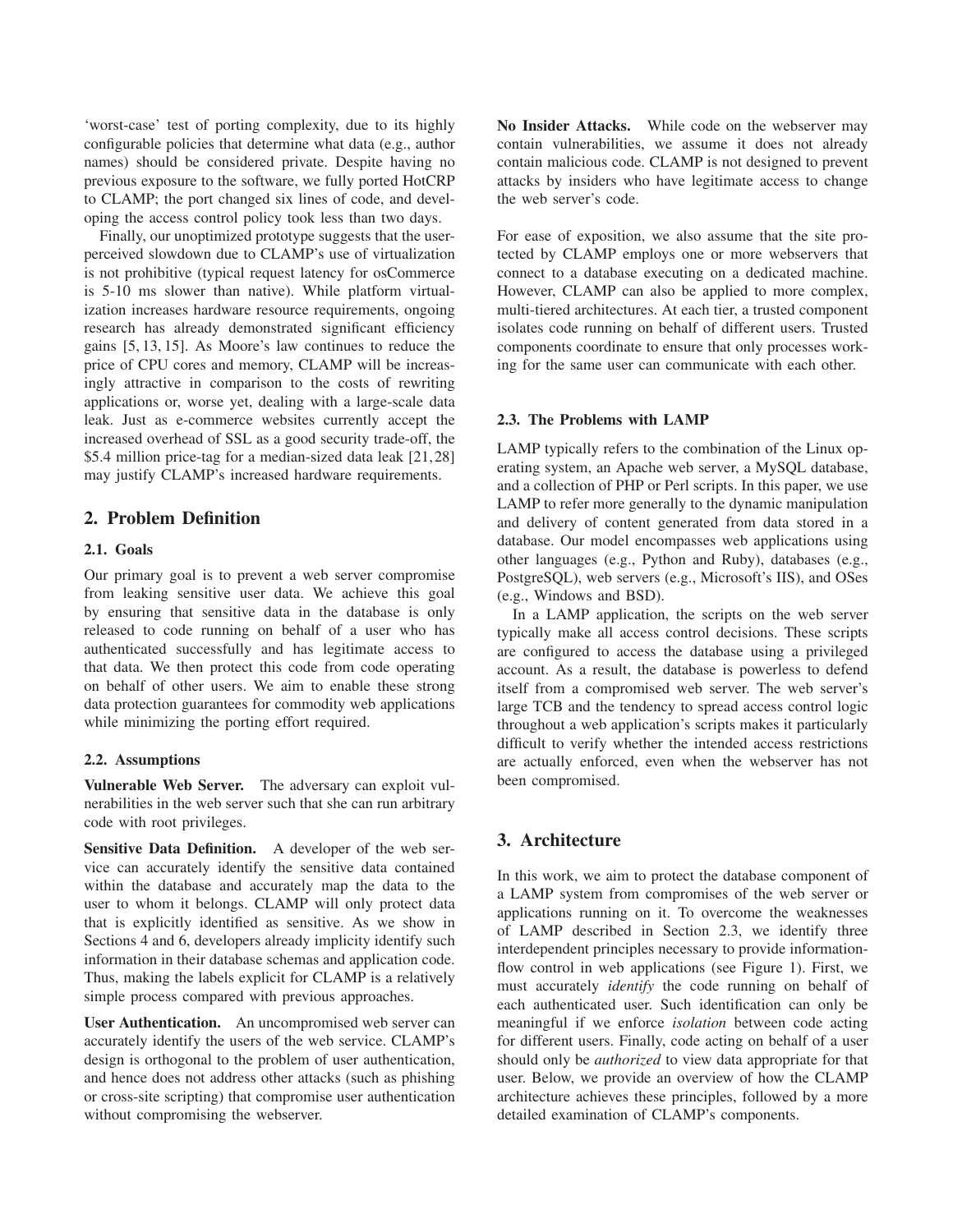'worst-case' test of porting complexity, due to its highly configurable policies that determine what data (e.g., author names) should be considered private. Despite having no previous exposure to the software, we fully ported HotCRP to CLAMP; the port changed six lines of code, and developing the access control policy took less than two days.

Finally, our unoptimized prototype suggests that the user-perceived slowdown due to CLAMP's use of virtualization is not prohibitive (typical request latency for osCommerce is 5-10 ms slower than native). While platform virtualization increases hardware resource requirements, ongoing research has already demonstrated significant efficiency gains [5, 13, 15]. As Moore's law continues to reduce the price of CPU cores and memory, CLAMP will be increasingly attractive in comparison to the costs of rewriting applications or, worse yet, dealing with a large-scale data leak. Just as e-commerce websites currently accept the increased overhead of SSL as a good security trade-off, the $5.4 million price-tag for a median-sized data leak [21, 28] may justify CLAMP's increased hardware requirements.

## 2. Problem Definition

### 2.1. Goals

Our primary goal is to prevent a web server compromise from leaking sensitive user data. We achieve this goal by ensuring that sensitive data in the database is only released to code running on behalf of a user who has authenticated successfully and has legitimate access to that data. We then protect this code from code operating on behalf of other users. We aim to enable these strong data protection guarantees for commodity web applications while minimizing the porting effort required.

### 2.2. Assumptions

**Vulnerable Web Server.** The adversary can exploit vulnerabilities in the web server such that she can run arbitrary code with root privileges.

**Sensitive Data Definition.** A developer of the web service can accurately identify the sensitive data contained within the database and accurately map the data to the user to whom it belongs. CLAMP will only protect data that is explicitly identified as sensitive. As we show in Sections 4 and 6, developers already implicity identify such information in their database schemas and application code. Thus, making the labels explicit for CLAMP is a relatively simple process compared with previous approaches.

**User Authentication.** An uncompromised web server can accurately identify the users of the web service. CLAMP's design is orthogonal to the problem of user authentication, and hence does not address other attacks (such as phishing or cross-site scripting) that compromise user authentication without compromising the webserver.

**No Insider Attacks.** While code on the webserver may contain vulnerabilities, we assume it does not already contain malicious code. CLAMP is not designed to prevent attacks by insiders who have legitimate access to change the web server's code.

For ease of exposition, we also assume that the site protected by CLAMP employs one or more webservers that connect to a database executing on a dedicated machine. However, CLAMP can also be applied to more complex, multi-tiered architectures. At each tier, a trusted component isolates code running on behalf of different users. Trusted components coordinate to ensure that only processes working for the same user can communicate with each other.

### 2.3. The Problems with LAMP

LAMP typically refers to the combination of the Linux operating system, an Apache web server, a MySQL database, and a collection of PHP or Perl scripts. In this paper, we use LAMP to refer more generally to the dynamic manipulation and delivery of content generated from data stored in a database. Our model encompasses web applications using other languages (e.g., Python and Ruby), databases (e.g., PostgreSQL), web servers (e.g., Microsoft's IIS), and OSes (e.g., Windows and BSD).

In a LAMP application, the scripts on the web server typically make all access control decisions. These scripts are configured to access the database using a privileged account. As a result, the database is powerless to defend itself from a compromised web server. The web server's large TCB and the tendency to spread access control logic throughout a web application's scripts makes it particularly difficult to verify whether the intended access restrictions are actually enforced, even when the webserver has not been compromised.

## 3. Architecture

In this work, we aim to protect the database component of a LAMP system from compromises of the web server or applications running on it. To overcome the weaknesses of LAMP described in Section 2.3, we identify three interdependent principles necessary to provide information-flow control in web applications (see Figure 1). First, we must accurately *identify* the code running on behalf of each authenticated user. Such identification can only be meaningful if we enforce *isolation* between code acting for different users. Finally, code acting on behalf of a user should only be *authorized* to view data appropriate for that user. Below, we provide an overview of how the CLAMP architecture achieves these principles, followed by a more detailed examination of CLAMP's components.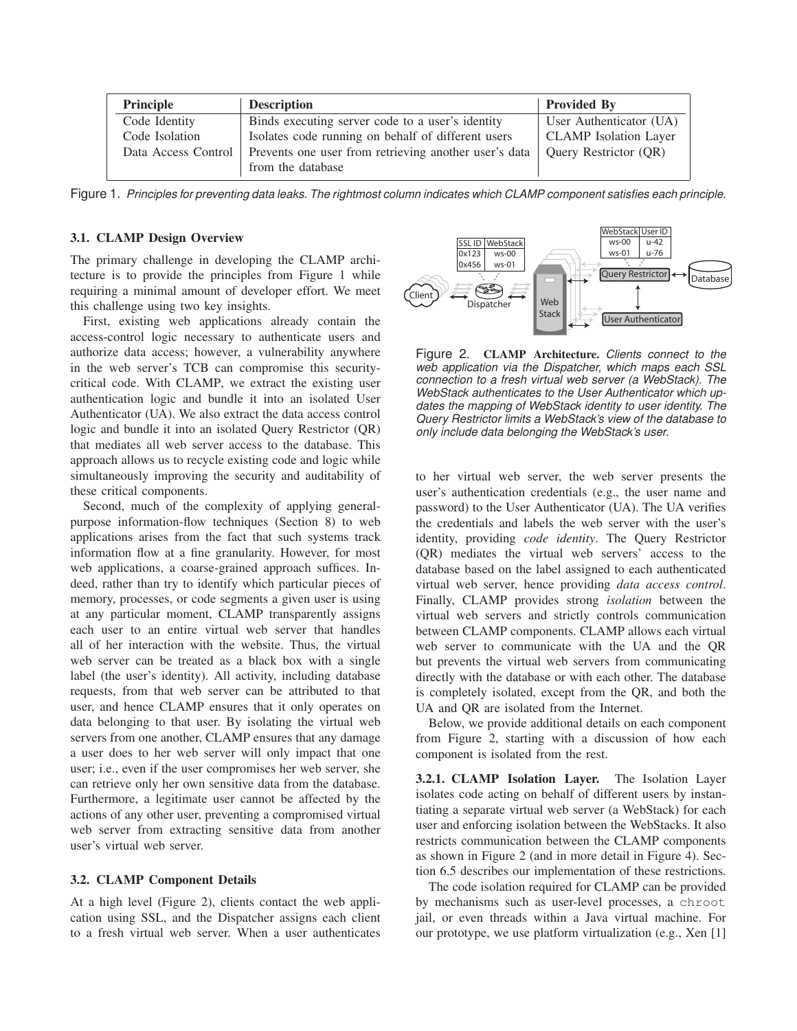| Principle | Description | Provided By |
| --- | --- | --- |
| Code Identity | Binds executing server code to a user's identity | User Authenticator (UA) |
| Code Isolation | Isolates code running on behalf of different users | CLAMP Isolation Layer |
| Data Access Control | Prevents one user from retrieving another user's data from the database | Query Restrictor (QR) |

Figure 1. *Principles for preventing data leaks. The rightmost column indicates which CLAMP component satisfies each principle.*

### 3.1. CLAMP Design Overview

The primary challenge in developing the CLAMP architecture is to provide the principles from Figure 1 while requiring a minimal amount of developer effort. We meet this challenge using two key insights.

First, existing web applications already contain the access-control logic necessary to authenticate users and authorize data access; however, a vulnerability anywhere in the web server's TCB can compromise this security-critical code. With CLAMP, we extract the existing user authentication logic and bundle it into an isolated User Authenticator (UA). We also extract the data access control logic and bundle it into an isolated Query Restrictor (QR) that mediates all web server access to the database. This approach allows us to recycle existing code and logic while simultaneously improving the security and auditability of these critical components.

Second, much of the complexity of applying general-purpose information-flow techniques (Section 8) to web applications arises from the fact that such systems track information flow at a fine granularity. However, for most web applications, a coarse-grained approach suffices. Indeed, rather than try to identify which particular pieces of memory, processes, or code segments a given user is using at any particular moment, CLAMP transparently assigns each user to an entire virtual web server that handles all of her interaction with the website. Thus, the virtual web server can be treated as a black box with a single label (the user's identity). All activity, including database requests, from that web server can be attributed to that user, and hence CLAMP ensures that it only operates on data belonging to that user. By isolating the virtual web servers from one another, CLAMP ensures that any damage a user does to her web server will only impact that one user; i.e., even if the user compromises her web server, she can retrieve only her own sensitive data from the database. Furthermore, a legitimate user cannot be affected by the actions of any other user, preventing a compromised virtual web server from extracting sensitive data from another user's virtual web server.

| SSL ID | WebStack |
| --- | --- |
| 0x123 | ws-00 |
| 0x456 | ws-01 |

| WebStack | User ID |
| --- | --- |
| ws-00 | u-42 |
| ws-01 | u-76 |

Figure 2. **CLAMP Architecture.** *Clients connect to the web application via the Dispatcher, which maps each SSL connection to a fresh virtual web server (a WebStack). The WebStack authenticates to the User Authenticator which updates the mapping of WebStack identity to user identity. The Query Restrictor limits a WebStack's view of the database to only include data belonging the WebStack's user.*

### 3.2. CLAMP Component Details

At a high level (Figure 2), clients contact the web application using SSL, and the Dispatcher assigns each client to a fresh virtual web server. When a user authenticates to her virtual web server, the web server presents the user's authentication credentials (e.g., the user name and password) to the User Authenticator (UA). The UA verifies the credentials and labels the web server with the user's identity, providing *code identity*. The Query Restrictor (QR) mediates the virtual web servers' access to the database based on the label assigned to each authenticated virtual web server, hence providing *data access control*. Finally, CLAMP provides strong *isolation* between the virtual web servers and strictly controls communication between CLAMP components. CLAMP allows each virtual web server to communicate with the UA and the QR but prevents the virtual web servers from communicating directly with the database or with each other. The database is completely isolated, except from the QR, and both the UA and QR are isolated from the Internet.

Below, we provide additional details on each component from Figure 2, starting with a discussion of how each component is isolated from the rest.

**3.2.1. CLAMP Isolation Layer.** The Isolation Layer isolates code acting on behalf of different users by instantiating a separate virtual web server (a WebStack) for each user and enforcing isolation between the WebStacks. It also restricts communication between the CLAMP components as shown in Figure 2 (and in more detail in Figure 4). Section 6.5 describes our implementation of these restrictions.

The code isolation required for CLAMP can be provided by mechanisms such as user-level processes, a `chroot` jail, or even threads within a Java virtual machine. For our prototype, we use platform virtualization (e.g., Xen [1]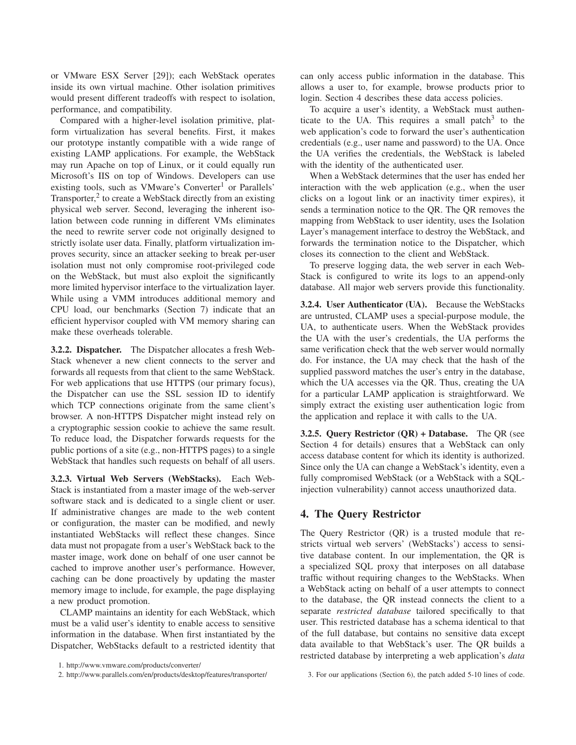or VMware ESX Server [29]); each WebStack operates inside its own virtual machine. Other isolation primitives would present different tradeoffs with respect to isolation, performance, and compatibility.

Compared with a higher-level isolation primitive, platform virtualization has several benefits. First, it makes our prototype instantly compatible with a wide range of existing LAMP applications. For example, the WebStack may run Apache on top of Linux, or it could equally run Microsoft's IIS on top of Windows. Developers can use existing tools, such as VMware's Converter[1] or Parallels' Transporter,[2] to create a WebStack directly from an existing physical web server. Second, leveraging the inherent isolation between code running in different VMs eliminates the need to rewrite server code not originally designed to strictly isolate user data. Finally, platform virtualization improves security, since an attacker seeking to break per-user isolation must not only compromise root-privileged code on the WebStack, but must also exploit the significantly more limited hypervisor interface to the virtualization layer. While using a VMM introduces additional memory and CPU load, our benchmarks (Section 7) indicate that an efficient hypervisor coupled with VM memory sharing can make these overheads tolerable.

**3.2.2. Dispatcher.** The Dispatcher allocates a fresh WebStack whenever a new client connects to the server and forwards all requests from that client to the same WebStack. For web applications that use HTTPS (our primary focus), the Dispatcher can use the SSL session ID to identify which TCP connections originate from the same client's browser. A non-HTTPS Dispatcher might instead rely on a cryptographic session cookie to achieve the same result. To reduce load, the Dispatcher forwards requests for the public portions of a site (e.g., non-HTTPS pages) to a single WebStack that handles such requests on behalf of all users.

**3.2.3. Virtual Web Servers (WebStacks).** Each WebStack is instantiated from a master image of the web-server software stack and is dedicated to a single client or user. If administrative changes are made to the web content or configuration, the master can be modified, and newly instantiated WebStacks will reflect these changes. Since data must not propagate from a user's WebStack back to the master image, work done on behalf of one user cannot be cached to improve another user's performance. However, caching can be done proactively by updating the master memory image to include, for example, the page displaying a new product promotion.

CLAMP maintains an identity for each WebStack, which must be a valid user's identity to enable access to sensitive information in the database. When first instantiated by the Dispatcher, WebStacks default to a restricted identity that can only access public information in the database. This allows a user to, for example, browse products prior to login. Section 4 describes these data access policies.

To acquire a user's identity, a WebStack must authenticate to the UA. This requires a small patch[3] to the web application's code to forward the user's authentication credentials (e.g., user name and password) to the UA. Once the UA verifies the credentials, the WebStack is labeled with the identity of the authenticated user.

When a WebStack determines that the user has ended her interaction with the web application (e.g., when the user clicks on a logout link or an inactivity timer expires), it sends a termination notice to the QR. The QR removes the mapping from WebStack to user identity, uses the Isolation Layer's management interface to destroy the WebStack, and forwards the termination notice to the Dispatcher, which closes its connection to the client and WebStack.

To preserve logging data, the web server in each WebStack is configured to write its logs to an append-only database. All major web servers provide this functionality.

**3.2.4. User Authenticator (UA).** Because the WebStacks are untrusted, CLAMP uses a special-purpose module, the UA, to authenticate users. When the WebStack provides the UA with the user's credentials, the UA performs the same verification check that the web server would normally do. For instance, the UA may check that the hash of the supplied password matches the user's entry in the database, which the UA accesses via the QR. Thus, creating the UA for a particular LAMP application is straightforward. We simply extract the existing user authentication logic from the application and replace it with calls to the UA.

**3.2.5. Query Restrictor (QR) + Database.** The QR (see Section 4 for details) ensures that a WebStack can only access database content for which its identity is authorized. Since only the UA can change a WebStack's identity, even a fully compromised WebStack (or a WebStack with a SQL-injection vulnerability) cannot access unauthorized data.

## 4. The Query Restrictor

The Query Restrictor (QR) is a trusted module that restricts virtual web servers' (WebStacks') access to sensitive database content. In our implementation, the QR is a specialized SQL proxy that interposes on all database traffic without requiring changes to the WebStacks. When a WebStack acting on behalf of a user attempts to connect to the database, the QR instead connects the client to a separate *restricted database* tailored specifically to that user. This restricted database has a schema identical to that of the full database, but contains no sensitive data except data available to that WebStack's user. The QR builds a restricted database by interpreting a web application's *data*

1. http://www.vmware.com/products/converter/

2. http://www.parallels.com/en/products/desktop/features/transporter/

3. For our applications (Section 6), the patch added 5-10 lines of code.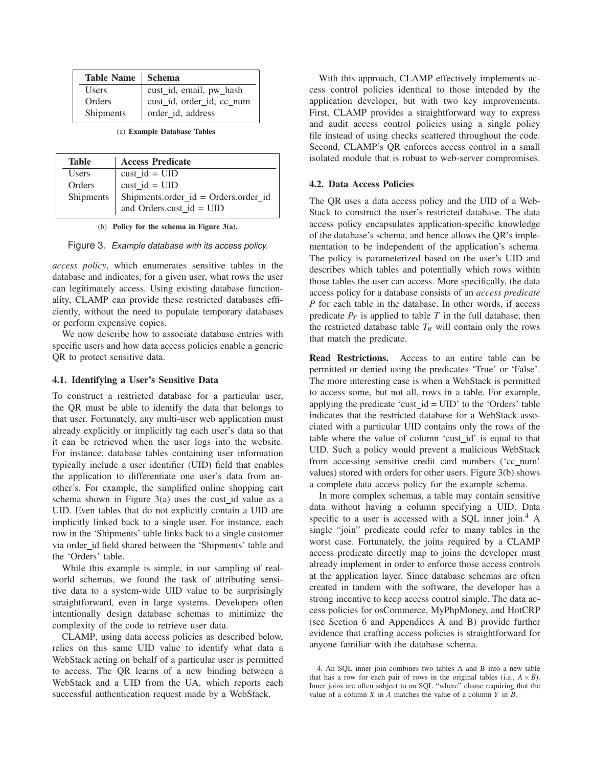| Table Name | Schema |
|---|---|
| Users | cust_id, email, pw_hash |
| Orders | cust_id, order_id, cc_num |
| Shipments | order_id, address |

(a) **Example Database Tables**

| Table | Access Predicate |
|---|---|
| Users | cust_id = UID |
| Orders | cust_id = UID |
| Shipments | Shipments.order_id = Orders.order_id and Orders.cust_id = UID |

(b) **Policy for the schema in Figure 3(a).**

Figure 3. *Example database with its access policy.*

*access policy*, which enumerates sensitive tables in the database and indicates, for a given user, what rows the user can legitimately access. Using existing database functionality, CLAMP can provide these restricted databases efficiently, without the need to populate temporary databases or perform expensive copies.

We now describe how to associate database entries with specific users and how data access policies enable a generic QR to protect sensitive data.

### 4.1. Identifying a User's Sensitive Data

To construct a restricted database for a particular user, the QR must be able to identify the data that belongs to that user. Fortunately, any multi-user web application must already explicitly or implicitly tag each user's data so that it can be retrieved when the user logs into the website. For instance, database tables containing user information typically include a user identifier (UID) field that enables the application to differentiate one user's data from another's. For example, the simplified online shopping cart schema shown in Figure 3(a) uses the cust_id value as a UID. Even tables that do not explicitly contain a UID are implicitly linked back to a single user. For instance, each row in the 'Shipments' table links back to a single customer via order_id field shared between the 'Shipments' table and the 'Orders' table.

While this example is simple, in our sampling of real-world schemas, we found the task of attributing sensitive data to a system-wide UID value to be surprisingly straightforward, even in large systems. Developers often intentionally design database schemas to minimize the complexity of the code to retrieve user data.

CLAMP, using data access policies as described below, relies on this same UID value to identify what data a WebStack acting on behalf of a particular user is permitted to access. The QR learns of a new binding between a WebStack and a UID from the UA, which reports each successful authentication request made by a WebStack.

With this approach, CLAMP effectively implements access control policies identical to those intended by the application developer, but with two key improvements. First, CLAMP provides a straightforward way to express and audit access control policies using a single policy file instead of using checks scattered throughout the code. Second, CLAMP's QR enforces access control in a small isolated module that is robust to web-server compromises.

### 4.2. Data Access Policies

The QR uses a data access policy and the UID of a WebStack to construct the user's restricted database. The data access policy encapsulates application-specific knowledge of the database's schema, and hence allows the QR's implementation to be independent of the application's schema. The policy is parameterized based on the user's UID and describes which tables and potentially which rows within those tables the user can access. More specifically, the data access policy for a database consists of an *access predicate* $P$ for each table in the database. In other words, if access predicate $P_T$ is applied to table $T$ in the full database, then the restricted database table $T_R$ will contain only the rows that match the predicate.

**Read Restrictions.** Access to an entire table can be permitted or denied using the predicates 'True' or 'False'. The more interesting case is when a WebStack is permitted to access some, but not all, rows in a table. For example, applying the predicate 'cust_id = UID' to the 'Orders' table indicates that the restricted database for a WebStack associated with a particular UID contains only the rows of the table where the value of column 'cust_id' is equal to that UID. Such a policy would prevent a malicious WebStack from accessing sensitive credit card numbers ('cc_num' values) stored with orders for other users. Figure 3(b) shows a complete data access policy for the example schema.

In more complex schemas, a table may contain sensitive data without having a column specifying a UID. Data specific to a user is accessed with a SQL inner join.[4] A single "join" predicate could refer to many tables in the worst case. Fortunately, the joins required by a CLAMP access predicate directly map to joins the developer must already implement in order to enforce those access controls at the application layer. Since database schemas are often created in tandem with the software, the developer has a strong incentive to keep access control simple. The data access policies for osCommerce, MyPhpMoney, and HotCRP (see Section 6 and Appendices A and B) provide further evidence that crafting access policies is straightforward for anyone familiar with the database schema.

4. An SQL inner join combines two tables A and B into a new table that has a row for each pair of rows in the original tables (i.e., $A \times B$). Inner joins are often subject to an SQL "where" clause requiring that the value of a column $X$ in $A$ matches the value of a column $Y$ in $B$.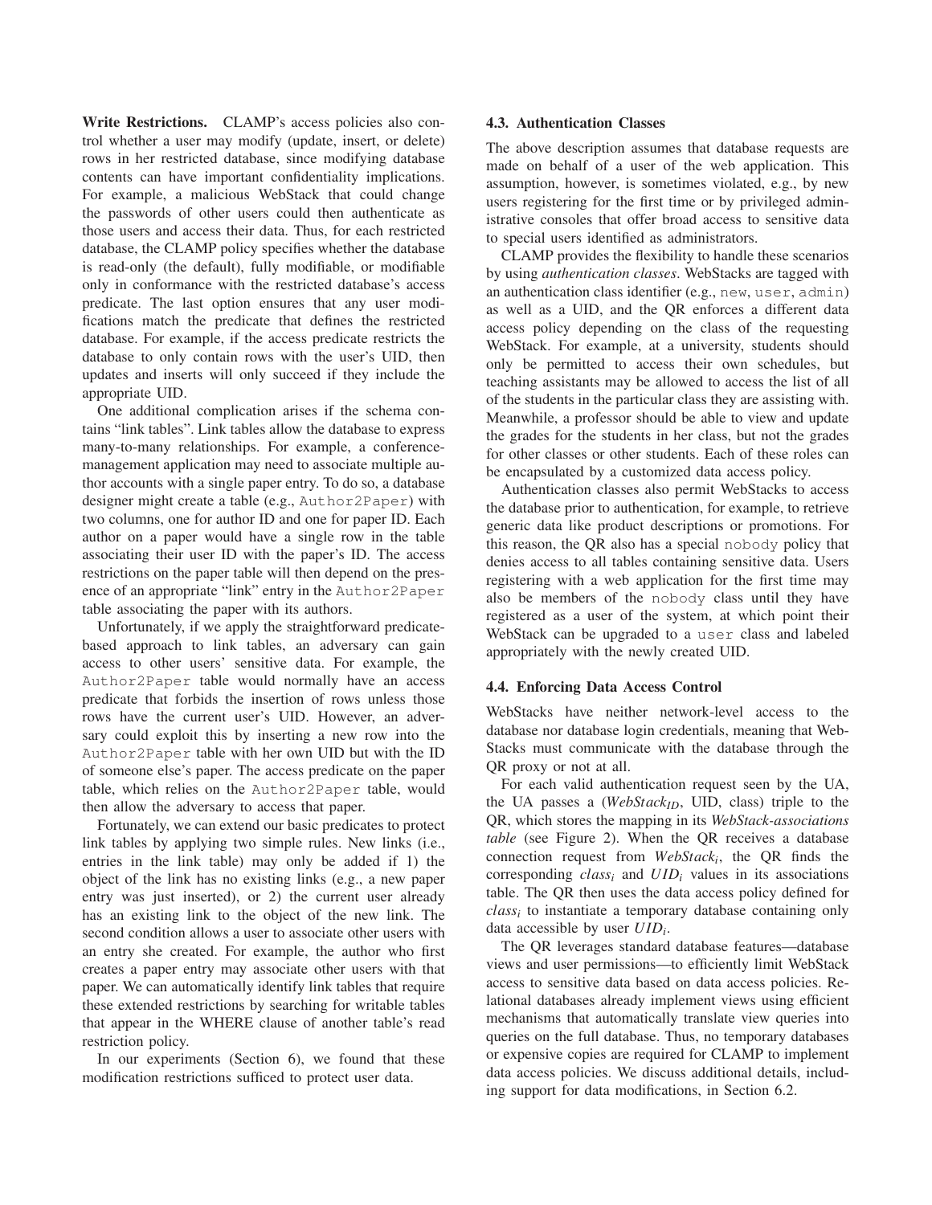**Write Restrictions.** CLAMP's access policies also control whether a user may modify (update, insert, or delete) rows in her restricted database, since modifying database contents can have important confidentiality implications. For example, a malicious WebStack that could change the passwords of other users could then authenticate as those users and access their data. Thus, for each restricted database, the CLAMP policy specifies whether the database is read-only (the default), fully modifiable, or modifiable only in conformance with the restricted database's access predicate. The last option ensures that any user modifications match the predicate that defines the restricted database. For example, if the access predicate restricts the database to only contain rows with the user's UID, then updates and inserts will only succeed if they include the appropriate UID.

One additional complication arises if the schema contains "link tables". Link tables allow the database to express many-to-many relationships. For example, a conference-management application may need to associate multiple author accounts with a single paper entry. To do so, a database designer might create a table (e.g., `Author2Paper`) with two columns, one for author ID and one for paper ID. Each author on a paper would have a single row in the table associating their user ID with the paper's ID. The access restrictions on the paper table will then depend on the presence of an appropriate "link" entry in the `Author2Paper` table associating the paper with its authors.

Unfortunately, if we apply the straightforward predicate-based approach to link tables, an adversary can gain access to other users' sensitive data. For example, the `Author2Paper` table would normally have an access predicate that forbids the insertion of rows unless those rows have the current user's UID. However, an adversary could exploit this by inserting a new row into the `Author2Paper` table with her own UID but with the ID of someone else's paper. The access predicate on the paper table, which relies on the `Author2Paper` table, would then allow the adversary to access that paper.

Fortunately, we can extend our basic predicates to protect link tables by applying two simple rules. New links (i.e., entries in the link table) may only be added if 1) the object of the link has no existing links (e.g., a new paper entry was just inserted), or 2) the current user already has an existing link to the object of the new link. The second condition allows a user to associate other users with an entry she created. For example, the author who first creates a paper entry may associate other users with that paper. We can automatically identify link tables that require these extended restrictions by searching for writable tables that appear in the WHERE clause of another table's read restriction policy.

In our experiments (Section 6), we found that these modification restrictions sufficed to protect user data.

### 4.3. Authentication Classes

The above description assumes that database requests are made on behalf of a user of the web application. This assumption, however, is sometimes violated, e.g., by new users registering for the first time or by privileged administrative consoles that offer broad access to sensitive data to special users identified as administrators.

CLAMP provides the flexibility to handle these scenarios by using *authentication classes*. WebStacks are tagged with an authentication class identifier (e.g., `new`, `user`, `admin`) as well as a UID, and the QR enforces a different data access policy depending on the class of the requesting WebStack. For example, at a university, students should only be permitted to access their own schedules, but teaching assistants may be allowed to access the list of all of the students in the particular class they are assisting with. Meanwhile, a professor should be able to view and update the grades for the students in her class, but not the grades for other classes or other students. Each of these roles can be encapsulated by a customized data access policy.

Authentication classes also permit WebStacks to access the database prior to authentication, for example, to retrieve generic data like product descriptions or promotions. For this reason, the QR also has a special `nobody` policy that denies access to all tables containing sensitive data. Users registering with a web application for the first time may also be members of the `nobody` class until they have registered as a user of the system, at which point their WebStack can be upgraded to a `user` class and labeled appropriately with the newly created UID.

### 4.4. Enforcing Data Access Control

WebStacks have neither network-level access to the database nor database login credentials, meaning that WebStacks must communicate with the database through the QR proxy or not at all.

For each valid authentication request seen by the UA, the UA passes a ($WebStack_{ID}$, UID, class) triple to the QR, which stores the mapping in its *WebStack-associations table* (see Figure 2). When the QR receives a database connection request from $WebStack_i$, the QR finds the corresponding $class_i$ and $UID_i$ values in its associations table. The QR then uses the data access policy defined for $class_i$ to instantiate a temporary database containing only data accessible by user $UID_i$.

The QR leverages standard database features—database views and user permissions—to efficiently limit WebStack access to sensitive data based on data access policies. Relational databases already implement views using efficient mechanisms that automatically translate view queries into queries on the full database. Thus, no temporary databases or expensive copies are required for CLAMP to implement data access policies. We discuss additional details, including support for data modifications, in Section 6.2.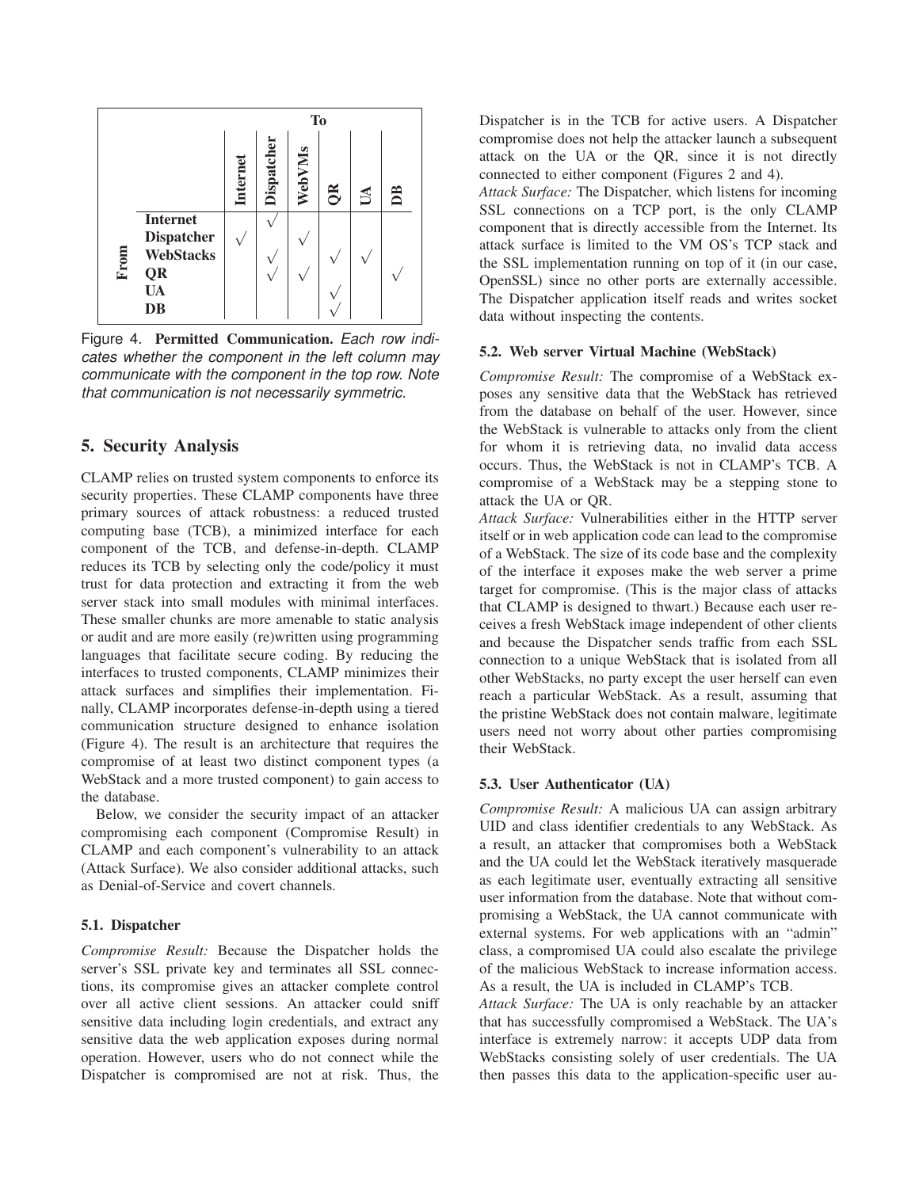| From \ To | Internet | Dispatcher | WebVMs | QR | UA | DB |
|---|---|---|---|---|---|---|
| **Internet** | | √ | | | | |
| **Dispatcher** | √ | | √ | | | |
| **WebStacks** | | √ | | √ | √ | |
| **QR** | | √ | √ | | | √ |
| **UA** | | | | √ | | |
| **DB** | | | | √ | | |

Figure 4. **Permitted Communication.** *Each row indicates whether the component in the left column may communicate with the component in the top row. Note that communication is not necessarily symmetric.*

## 5. Security Analysis

CLAMP relies on trusted system components to enforce its security properties. These CLAMP components have three primary sources of attack robustness: a reduced trusted computing base (TCB), a minimized interface for each component of the TCB, and defense-in-depth. CLAMP reduces its TCB by selecting only the code/policy it must trust for data protection and extracting it from the web server stack into small modules with minimal interfaces. These smaller chunks are more amenable to static analysis or audit and are more easily (re)written using programming languages that facilitate secure coding. By reducing the interfaces to trusted components, CLAMP minimizes their attack surfaces and simplifies their implementation. Finally, CLAMP incorporates defense-in-depth using a tiered communication structure designed to enhance isolation (Figure 4). The result is an architecture that requires the compromise of at least two distinct component types (a WebStack and a more trusted component) to gain access to the database.

Below, we consider the security impact of an attacker compromising each component (Compromise Result) in CLAMP and each component's vulnerability to an attack (Attack Surface). We also consider additional attacks, such as Denial-of-Service and covert channels.

### 5.1. Dispatcher

*Compromise Result:* Because the Dispatcher holds the server's SSL private key and terminates all SSL connections, its compromise gives an attacker complete control over all active client sessions. An attacker could sniff sensitive data including login credentials, and extract any sensitive data the web application exposes during normal operation. However, users who do not connect while the Dispatcher is compromised are not at risk. Thus, the Dispatcher is in the TCB for active users. A Dispatcher compromise does not help the attacker launch a subsequent attack on the UA or the QR, since it is not directly connected to either component (Figures 2 and 4).

*Attack Surface:* The Dispatcher, which listens for incoming SSL connections on a TCP port, is the only CLAMP component that is directly accessible from the Internet. Its attack surface is limited to the VM OS's TCP stack and the SSL implementation running on top of it (in our case, OpenSSL) since no other ports are externally accessible. The Dispatcher application itself reads and writes socket data without inspecting the contents.

### 5.2. Web server Virtual Machine (WebStack)

*Compromise Result:* The compromise of a WebStack exposes any sensitive data that the WebStack has retrieved from the database on behalf of the user. However, since the WebStack is vulnerable to attacks only from the client for whom it is retrieving data, no invalid data access occurs. Thus, the WebStack is not in CLAMP's TCB. A compromise of a WebStack may be a stepping stone to attack the UA or QR.

*Attack Surface:* Vulnerabilities either in the HTTP server itself or in web application code can lead to the compromise of a WebStack. The size of its code base and the complexity of the interface it exposes make the web server a prime target for compromise. (This is the major class of attacks that CLAMP is designed to thwart.) Because each user receives a fresh WebStack image independent of other clients and because the Dispatcher sends traffic from each SSL connection to a unique WebStack that is isolated from all other WebStacks, no party except the user herself can even reach a particular WebStack. As a result, assuming that the pristine WebStack does not contain malware, legitimate users need not worry about other parties compromising their WebStack.

### 5.3. User Authenticator (UA)

*Compromise Result:* A malicious UA can assign arbitrary UID and class identifier credentials to any WebStack. As a result, an attacker that compromises both a WebStack and the UA could let the WebStack iteratively masquerade as each legitimate user, eventually extracting all sensitive user information from the database. Note that without compromising a WebStack, the UA cannot communicate with external systems. For web applications with an "admin" class, a compromised UA could also escalate the privilege of the malicious WebStack to increase information access. As a result, the UA is included in CLAMP's TCB.

*Attack Surface:* The UA is only reachable by an attacker that has successfully compromised a WebStack. The UA's interface is extremely narrow: it accepts UDP data from WebStacks consisting solely of user credentials. The UA then passes this data to the application-specific user au-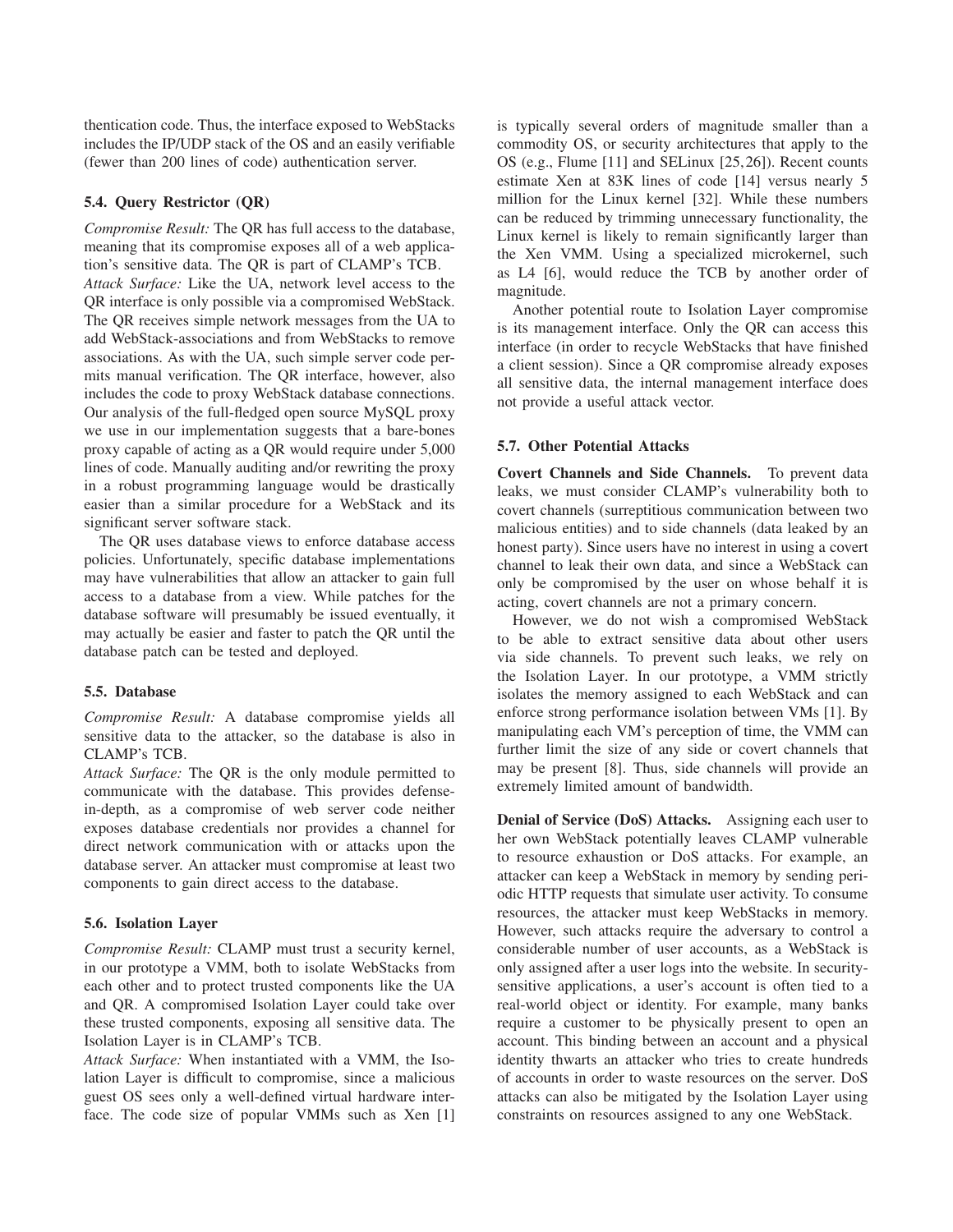thentication code. Thus, the interface exposed to WebStacks includes the IP/UDP stack of the OS and an easily verifiable (fewer than 200 lines of code) authentication server.

### 5.4. Query Restrictor (QR)

*Compromise Result:* The QR has full access to the database, meaning that its compromise exposes all of a web application's sensitive data. The QR is part of CLAMP's TCB.

*Attack Surface:* Like the UA, network level access to the QR interface is only possible via a compromised WebStack. The QR receives simple network messages from the UA to add WebStack-associations and from WebStacks to remove associations. As with the UA, such simple server code permits manual verification. The QR interface, however, also includes the code to proxy WebStack database connections. Our analysis of the full-fledged open source MySQL proxy we use in our implementation suggests that a bare-bones proxy capable of acting as a QR would require under 5,000 lines of code. Manually auditing and/or rewriting the proxy in a robust programming language would be drastically easier than a similar procedure for a WebStack and its significant server software stack.

The QR uses database views to enforce database access policies. Unfortunately, specific database implementations may have vulnerabilities that allow an attacker to gain full access to a database from a view. While patches for the database software will presumably be issued eventually, it may actually be easier and faster to patch the QR until the database patch can be tested and deployed.

### 5.5. Database

*Compromise Result:* A database compromise yields all sensitive data to the attacker, so the database is also in CLAMP's TCB.

*Attack Surface:* The QR is the only module permitted to communicate with the database. This provides defense-in-depth, as a compromise of web server code neither exposes database credentials nor provides a channel for direct network communication with or attacks upon the database server. An attacker must compromise at least two components to gain direct access to the database.

### 5.6. Isolation Layer

*Compromise Result:* CLAMP must trust a security kernel, in our prototype a VMM, both to isolate WebStacks from each other and to protect trusted components like the UA and QR. A compromised Isolation Layer could take over these trusted components, exposing all sensitive data. The Isolation Layer is in CLAMP's TCB.

*Attack Surface:* When instantiated with a VMM, the Isolation Layer is difficult to compromise, since a malicious guest OS sees only a well-defined virtual hardware interface. The code size of popular VMMs such as Xen [1] is typically several orders of magnitude smaller than a commodity OS, or security architectures that apply to the OS (e.g., Flume [11] and SELinux [25,26]). Recent counts estimate Xen at 83K lines of code [14] versus nearly 5 million for the Linux kernel [32]. While these numbers can be reduced by trimming unnecessary functionality, the Linux kernel is likely to remain significantly larger than the Xen VMM. Using a specialized microkernel, such as L4 [6], would reduce the TCB by another order of magnitude.

Another potential route to Isolation Layer compromise is its management interface. Only the QR can access this interface (in order to recycle WebStacks that have finished a client session). Since a QR compromise already exposes all sensitive data, the internal management interface does not provide a useful attack vector.

### 5.7. Other Potential Attacks

**Covert Channels and Side Channels.** To prevent data leaks, we must consider CLAMP's vulnerability both to covert channels (surreptitious communication between two malicious entities) and to side channels (data leaked by an honest party). Since users have no interest in using a covert channel to leak their own data, and since a WebStack can only be compromised by the user on whose behalf it is acting, covert channels are not a primary concern.

However, we do not wish a compromised WebStack to be able to extract sensitive data about other users via side channels. To prevent such leaks, we rely on the Isolation Layer. In our prototype, a VMM strictly isolates the memory assigned to each WebStack and can enforce strong performance isolation between VMs [1]. By manipulating each VM's perception of time, the VMM can further limit the size of any side or covert channels that may be present [8]. Thus, side channels will provide an extremely limited amount of bandwidth.

**Denial of Service (DoS) Attacks.** Assigning each user to her own WebStack potentially leaves CLAMP vulnerable to resource exhaustion or DoS attacks. For example, an attacker can keep a WebStack in memory by sending periodic HTTP requests that simulate user activity. To consume resources, the attacker must keep WebStacks in memory. However, such attacks require the adversary to control a considerable number of user accounts, as a WebStack is only assigned after a user logs into the website. In security-sensitive applications, a user's account is often tied to a real-world object or identity. For example, many banks require a customer to be physically present to open an account. This binding between an account and a physical identity thwarts an attacker who tries to create hundreds of accounts in order to waste resources on the server. DoS attacks can also be mitigated by the Isolation Layer using constraints on resources assigned to any one WebStack.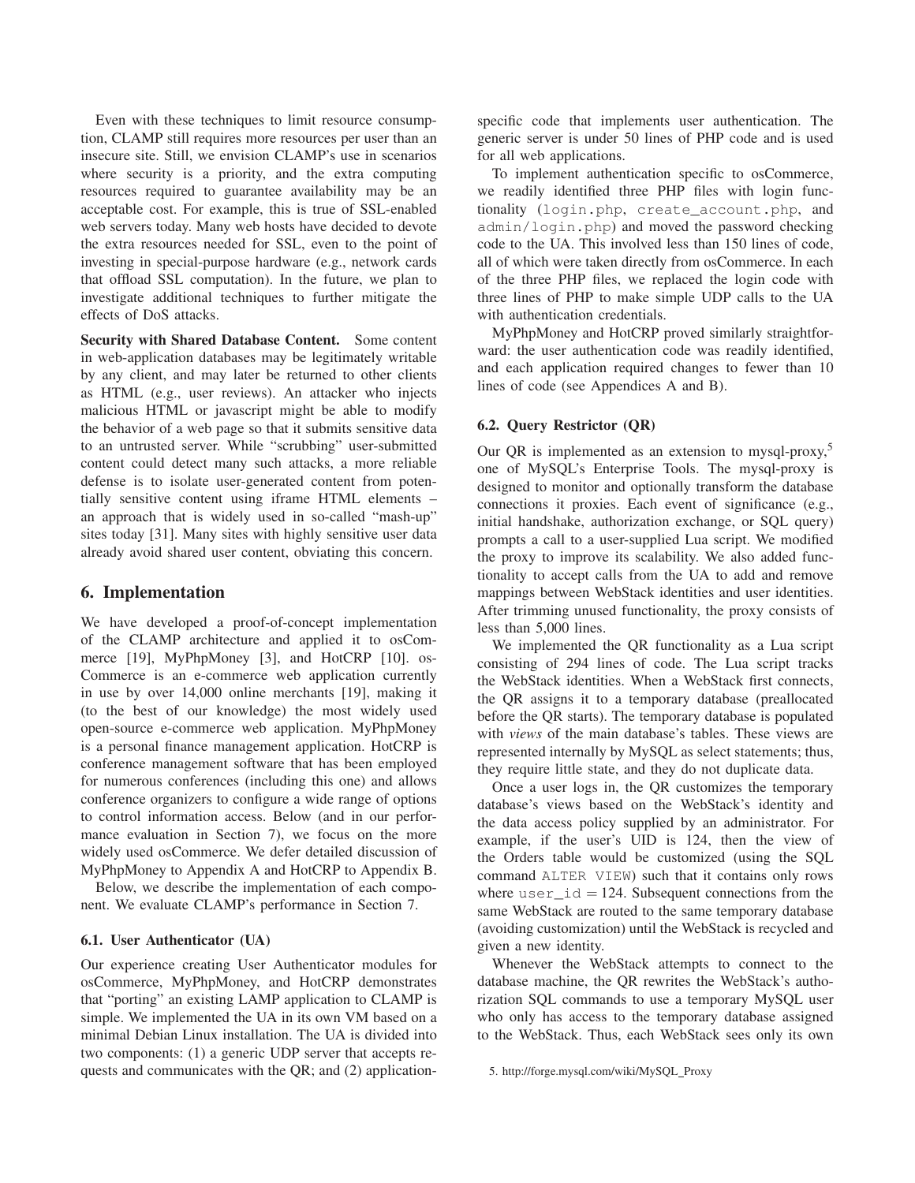Even with these techniques to limit resource consumption, CLAMP still requires more resources per user than an insecure site. Still, we envision CLAMP's use in scenarios where security is a priority, and the extra computing resources required to guarantee availability may be an acceptable cost. For example, this is true of SSL-enabled web servers today. Many web hosts have decided to devote the extra resources needed for SSL, even to the point of investing in special-purpose hardware (e.g., network cards that offload SSL computation). In the future, we plan to investigate additional techniques to further mitigate the effects of DoS attacks.

**Security with Shared Database Content.** Some content in web-application databases may be legitimately writable by any client, and may later be returned to other clients as HTML (e.g., user reviews). An attacker who injects malicious HTML or javascript might be able to modify the behavior of a web page so that it submits sensitive data to an untrusted server. While "scrubbing" user-submitted content could detect many such attacks, a more reliable defense is to isolate user-generated content from potentially sensitive content using iframe HTML elements – an approach that is widely used in so-called "mash-up" sites today [31]. Many sites with highly sensitive user data already avoid shared user content, obviating this concern.

## 6. Implementation

We have developed a proof-of-concept implementation of the CLAMP architecture and applied it to osCommerce [19], MyPhpMoney [3], and HotCRP [10]. osCommerce is an e-commerce web application currently in use by over 14,000 online merchants [19], making it (to the best of our knowledge) the most widely used open-source e-commerce web application. MyPhpMoney is a personal finance management application. HotCRP is conference management software that has been employed for numerous conferences (including this one) and allows conference organizers to configure a wide range of options to control information access. Below (and in our performance evaluation in Section 7), we focus on the more widely used osCommerce. We defer detailed discussion of MyPhpMoney to Appendix A and HotCRP to Appendix B.

Below, we describe the implementation of each component. We evaluate CLAMP's performance in Section 7.

### 6.1. User Authenticator (UA)

Our experience creating User Authenticator modules for osCommerce, MyPhpMoney, and HotCRP demonstrates that "porting" an existing LAMP application to CLAMP is simple. We implemented the UA in its own VM based on a minimal Debian Linux installation. The UA is divided into two components: (1) a generic UDP server that accepts requests and communicates with the QR; and (2) application-specific code that implements user authentication. The generic server is under 50 lines of PHP code and is used for all web applications.

To implement authentication specific to osCommerce, we readily identified three PHP files with login functionality (`login.php`, `create_account.php`, and `admin/login.php`) and moved the password checking code to the UA. This involved less than 150 lines of code, all of which were taken directly from osCommerce. In each of the three PHP files, we replaced the login code with three lines of PHP to make simple UDP calls to the UA with authentication credentials.

MyPhpMoney and HotCRP proved similarly straightforward: the user authentication code was readily identified, and each application required changes to fewer than 10 lines of code (see Appendices A and B).

### 6.2. Query Restrictor (QR)

Our QR is implemented as an extension to mysql-proxy,[5] one of MySQL's Enterprise Tools. The mysql-proxy is designed to monitor and optionally transform the database connections it proxies. Each event of significance (e.g., initial handshake, authorization exchange, or SQL query) prompts a call to a user-supplied Lua script. We modified the proxy to improve its scalability. We also added functionality to accept calls from the UA to add and remove mappings between WebStack identities and user identities. After trimming unused functionality, the proxy consists of less than 5,000 lines.

We implemented the QR functionality as a Lua script consisting of 294 lines of code. The Lua script tracks the WebStack identities. When a WebStack first connects, the QR assigns it to a temporary database (preallocated before the QR starts). The temporary database is populated with *views* of the main database's tables. These views are represented internally by MySQL as select statements; thus, they require little state, and they do not duplicate data.

Once a user logs in, the QR customizes the temporary database's views based on the WebStack's identity and the data access policy supplied by an administrator. For example, if the user's UID is 124, then the view of the Orders table would be customized (using the SQL command `ALTER VIEW`) such that it contains only rows where `user_id` = 124. Subsequent connections from the same WebStack are routed to the same temporary database (avoiding customization) until the WebStack is recycled and given a new identity.

Whenever the WebStack attempts to connect to the database machine, the QR rewrites the WebStack's authorization SQL commands to use a temporary MySQL user who only has access to the temporary database assigned to the WebStack. Thus, each WebStack sees only its own

5. http://forge.mysql.com/wiki/MySQL_Proxy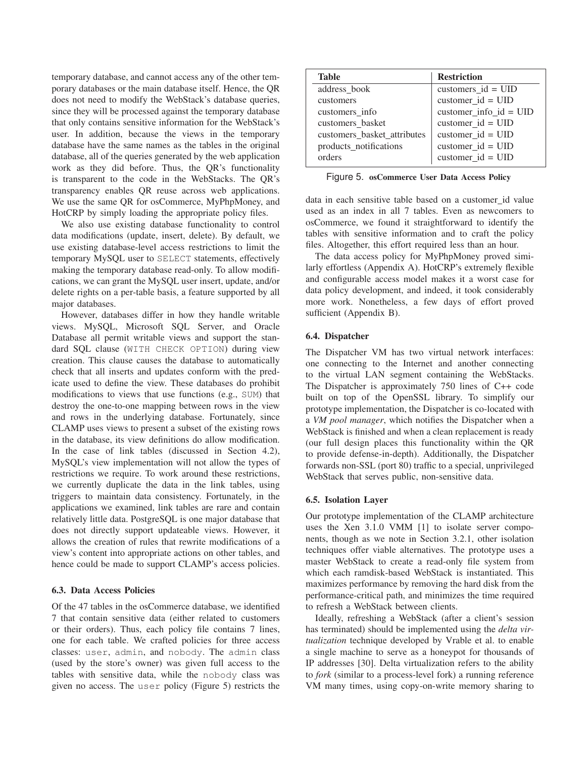temporary database, and cannot access any of the other temporary databases or the main database itself. Hence, the QR does not need to modify the WebStack's database queries, since they will be processed against the temporary database that only contains sensitive information for the WebStack's user. In addition, because the views in the temporary database have the same names as the tables in the original database, all of the queries generated by the web application work as they did before. Thus, the QR's functionality is transparent to the code in the WebStacks. The QR's transparency enables QR reuse across web applications. We use the same QR for osCommerce, MyPhpMoney, and HotCRP by simply loading the appropriate policy files.

We also use existing database functionality to control data modifications (update, insert, delete). By default, we use existing database-level access restrictions to limit the temporary MySQL user to `SELECT` statements, effectively making the temporary database read-only. To allow modifications, we can grant the MySQL user insert, update, and/or delete rights on a per-table basis, a feature supported by all major databases.

However, databases differ in how they handle writable views. MySQL, Microsoft SQL Server, and Oracle Database all permit writable views and support the standard SQL clause (`WITH CHECK OPTION`) during view creation. This clause causes the database to automatically check that all inserts and updates conform with the predicate used to define the view. These databases do prohibit modifications to views that use functions (e.g., `SUM`) that destroy the one-to-one mapping between rows in the view and rows in the underlying database. Fortunately, since CLAMP uses views to present a subset of the existing rows in the database, its view definitions do allow modification. In the case of link tables (discussed in Section 4.2), MySQL's view implementation will not allow the types of restrictions we require. To work around these restrictions, we currently duplicate the data in the link tables, using triggers to maintain data consistency. Fortunately, in the applications we examined, link tables are rare and contain relatively little data. PostgreSQL is one major database that does not directly support updateable views. However, it allows the creation of rules that rewrite modifications of a view's content into appropriate actions on other tables, and hence could be made to support CLAMP's access policies.

### 6.3. Data Access Policies

Of the 47 tables in the osCommerce database, we identified 7 that contain sensitive data (either related to customers or their orders). Thus, each policy file contains 7 lines, one for each table. We crafted policies for three access classes: `user`, `admin`, and `nobody`. The `admin` class (used by the store's owner) was given full access to the tables with sensitive data, while the `nobody` class was given no access. The `user` policy (Figure 5) restricts the data in each sensitive table based on a customer_id value used as an index in all 7 tables. Even as newcomers to osCommerce, we found it straightforward to identify the tables with sensitive information and to craft the policy files. Altogether, this effort required less than an hour.

| Table | Restriction |
|---|---|
| address_book | customers_id = UID |
| customers | customer_id = UID |
| customers_info | customer_info_id = UID |
| customers_basket | customer_id = UID |
| customers_basket_attributes | customer_id = UID |
| products_notifications | customer_id = UID |
| orders | customer_id = UID |

Figure 5. **osCommerce User Data Access Policy**

The data access policy for MyPhpMoney proved similarly effortless (Appendix A). HotCRP's extremely flexible and configurable access model makes it a worst case for data policy development, and indeed, it took considerably more work. Nonetheless, a few days of effort proved sufficient (Appendix B).

### 6.4. Dispatcher

The Dispatcher VM has two virtual network interfaces: one connecting to the Internet and another connecting to the virtual LAN segment containing the WebStacks. The Dispatcher is approximately 750 lines of C++ code built on top of the OpenSSL library. To simplify our prototype implementation, the Dispatcher is co-located with a *VM pool manager*, which notifies the Dispatcher when a WebStack is finished and when a clean replacement is ready (our full design places this functionality within the QR to provide defense-in-depth). Additionally, the Dispatcher forwards non-SSL (port 80) traffic to a special, unprivileged WebStack that serves public, non-sensitive data.

### 6.5. Isolation Layer

Our prototype implementation of the CLAMP architecture uses the Xen 3.1.0 VMM [1] to isolate server components, though as we note in Section 3.2.1, other isolation techniques offer viable alternatives. The prototype uses a master WebStack to create a read-only file system from which each ramdisk-based WebStack is instantiated. This maximizes performance by removing the hard disk from the performance-critical path, and minimizes the time required to refresh a WebStack between clients.

Ideally, refreshing a WebStack (after a client's session has terminated) should be implemented using the *delta virtualization* technique developed by Vrable et al. to enable a single machine to serve as a honeypot for thousands of IP addresses [30]. Delta virtualization refers to the ability to *fork* (similar to a process-level fork) a running reference VM many times, using copy-on-write memory sharing to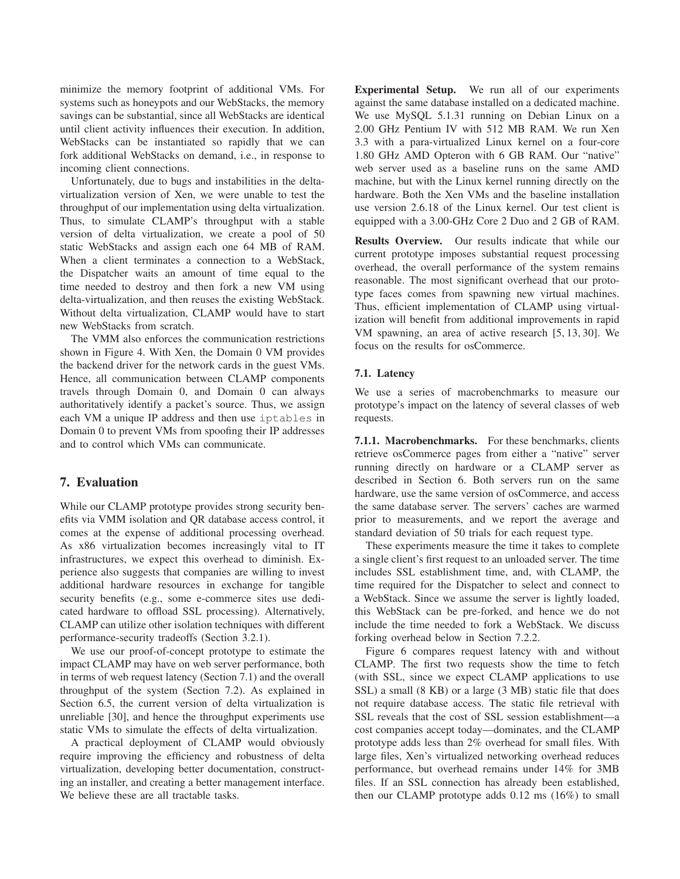minimize the memory footprint of additional VMs. For systems such as honeypots and our WebStacks, the memory savings can be substantial, since all WebStacks are identical until client activity influences their execution. In addition, WebStacks can be instantiated so rapidly that we can fork additional WebStacks on demand, i.e., in response to incoming client connections.

Unfortunately, due to bugs and instabilities in the delta-virtualization version of Xen, we were unable to test the throughput of our implementation using delta virtualization. Thus, to simulate CLAMP's throughput with a stable version of delta virtualization, we create a pool of 50 static WebStacks and assign each one 64 MB of RAM. When a client terminates a connection to a WebStack, the Dispatcher waits an amount of time equal to the time needed to destroy and then fork a new VM using delta-virtualization, and then reuses the existing WebStack. Without delta virtualization, CLAMP would have to start new WebStacks from scratch.

The VMM also enforces the communication restrictions shown in Figure 4. With Xen, the Domain 0 VM provides the backend driver for the network cards in the guest VMs. Hence, all communication between CLAMP components travels through Domain 0, and Domain 0 can always authoritatively identify a packet's source. Thus, we assign each VM a unique IP address and then use `iptables` in Domain 0 to prevent VMs from spoofing their IP addresses and to control which VMs can communicate.

## 7. Evaluation

While our CLAMP prototype provides strong security benefits via VMM isolation and QR database access control, it comes at the expense of additional processing overhead. As x86 virtualization becomes increasingly vital to IT infrastructures, we expect this overhead to diminish. Experience also suggests that companies are willing to invest additional hardware resources in exchange for tangible security benefits (e.g., some e-commerce sites use dedicated hardware to offload SSL processing). Alternatively, CLAMP can utilize other isolation techniques with different performance-security tradeoffs (Section 3.2.1).

We use our proof-of-concept prototype to estimate the impact CLAMP may have on web server performance, both in terms of web request latency (Section 7.1) and the overall throughput of the system (Section 7.2). As explained in Section 6.5, the current version of delta virtualization is unreliable [30], and hence the throughput experiments use static VMs to simulate the effects of delta virtualization.

A practical deployment of CLAMP would obviously require improving the efficiency and robustness of delta virtualization, developing better documentation, constructing an installer, and creating a better management interface. We believe these are all tractable tasks.

**Experimental Setup.** We run all of our experiments against the same database installed on a dedicated machine. We use MySQL 5.1.31 running on Debian Linux on a 2.00 GHz Pentium IV with 512 MB RAM. We run Xen 3.3 with a para-virtualized Linux kernel on a four-core 1.80 GHz AMD Opteron with 6 GB RAM. Our "native" web server used as a baseline runs on the same AMD machine, but with the Linux kernel running directly on the hardware. Both the Xen VMs and the baseline installation use version 2.6.18 of the Linux kernel. Our test client is equipped with a 3.00-GHz Core 2 Duo and 2 GB of RAM.

**Results Overview.** Our results indicate that while our current prototype imposes substantial request processing overhead, the overall performance of the system remains reasonable. The most significant overhead that our prototype faces comes from spawning new virtual machines. Thus, efficient implementation of CLAMP using virtualization will benefit from additional improvements in rapid VM spawning, an area of active research [5, 13, 30]. We focus on the results for osCommerce.

### 7.1. Latency

We use a series of macrobenchmarks to measure our prototype's impact on the latency of several classes of web requests.

**7.1.1. Macrobenchmarks.** For these benchmarks, clients retrieve osCommerce pages from either a "native" server running directly on hardware or a CLAMP server as described in Section 6. Both servers run on the same hardware, use the same version of osCommerce, and access the same database server. The servers' caches are warmed prior to measurements, and we report the average and standard deviation of 50 trials for each request type.

These experiments measure the time it takes to complete a single client's first request to an unloaded server. The time includes SSL establishment time, and, with CLAMP, the time required for the Dispatcher to select and connect to a WebStack. Since we assume the server is lightly loaded, this WebStack can be pre-forked, and hence we do not include the time needed to fork a WebStack. We discuss forking overhead below in Section 7.2.2.

Figure 6 compares request latency with and without CLAMP. The first two requests show the time to fetch (with SSL, since we expect CLAMP applications to use SSL) a small (8 KB) or a large (3 MB) static file that does not require database access. The static file retrieval with SSL reveals that the cost of SSL session establishment—a cost companies accept today—dominates, and the CLAMP prototype adds less than 2% overhead for small files. With large files, Xen's virtualized networking overhead reduces performance, but overhead remains under 14% for 3MB files. If an SSL connection has already been established, then our CLAMP prototype adds 0.12 ms (16%) to small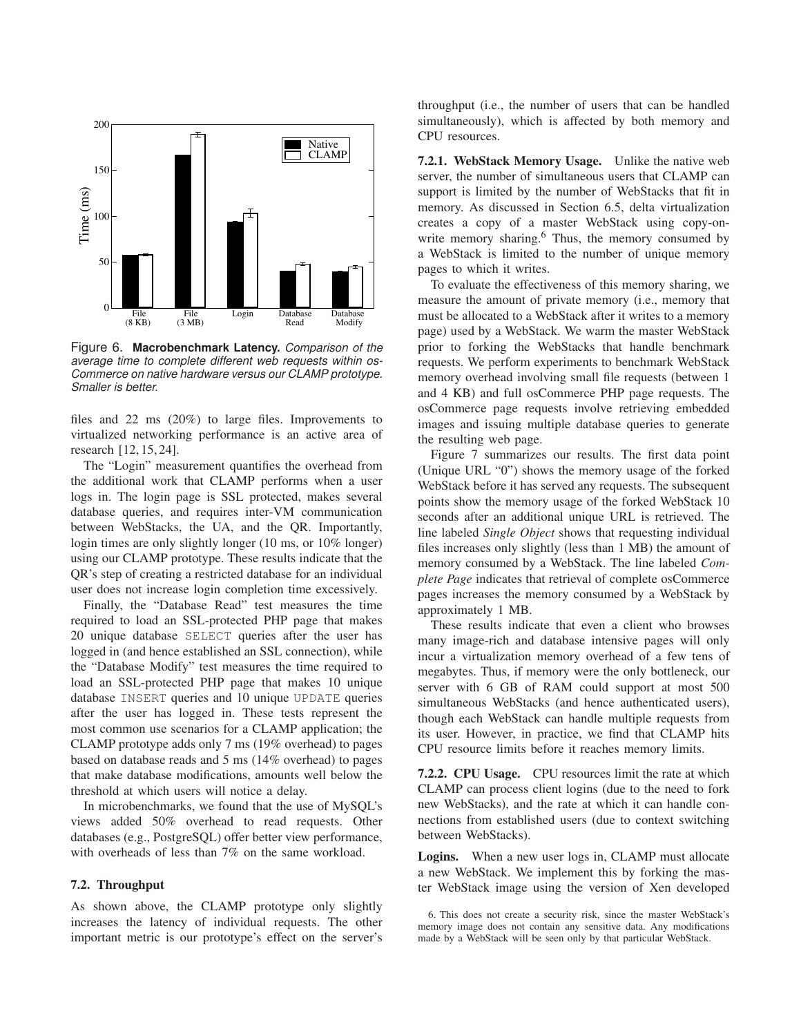Figure 6. **Macrobenchmark Latency.** *Comparison of the average time to complete different web requests within osCommerce on native hardware versus our CLAMP prototype. Smaller is better.*

files and 22 ms (20%) to large files. Improvements to virtualized networking performance is an active area of research [12, 15, 24].

The "Login" measurement quantifies the overhead from the additional work that CLAMP performs when a user logs in. The login page is SSL protected, makes several database queries, and requires inter-VM communication between WebStacks, the UA, and the QR. Importantly, login times are only slightly longer (10 ms, or 10% longer) using our CLAMP prototype. These results indicate that the QR's step of creating a restricted database for an individual user does not increase login completion time excessively.

Finally, the "Database Read" test measures the time required to load an SSL-protected PHP page that makes 20 unique database `SELECT` queries after the user has logged in (and hence established an SSL connection), while the "Database Modify" test measures the time required to load an SSL-protected PHP page that makes 10 unique database `INSERT` queries and 10 unique `UPDATE` queries after the user has logged in. These tests represent the most common use scenarios for a CLAMP application; the CLAMP prototype adds only 7 ms (19% overhead) to pages based on database reads and 5 ms (14% overhead) to pages that make database modifications, amounts well below the threshold at which users will notice a delay.

In microbenchmarks, we found that the use of MySQL's views added 50% overhead to read requests. Other databases (e.g., PostgreSQL) offer better view performance, with overheads of less than 7% on the same workload.

### 7.2. Throughput

As shown above, the CLAMP prototype only slightly increases the latency of individual requests. The other important metric is our prototype's effect on the server's throughput (i.e., the number of users that can be handled simultaneously), which is affected by both memory and CPU resources.

**7.2.1. WebStack Memory Usage.** Unlike the native web server, the number of simultaneous users that CLAMP can support is limited by the number of WebStacks that fit in memory. As discussed in Section 6.5, delta virtualization creates a copy of a master WebStack using copy-on-write memory sharing.[6] Thus, the memory consumed by a WebStack is limited to the number of unique memory pages to which it writes.

To evaluate the effectiveness of this memory sharing, we measure the amount of private memory (i.e., memory that must be allocated to a WebStack after it writes to a memory page) used by a WebStack. We warm the master WebStack prior to forking the WebStacks that handle benchmark requests. We perform experiments to benchmark WebStack memory overhead involving small file requests (between 1 and 4 KB) and full osCommerce PHP page requests. The osCommerce page requests involve retrieving embedded images and issuing multiple database queries to generate the resulting web page.

Figure 7 summarizes our results. The first data point (Unique URL "0") shows the memory usage of the forked WebStack before it has served any requests. The subsequent points show the memory usage of the forked WebStack 10 seconds after an additional unique URL is retrieved. The line labeled *Single Object* shows that requesting individual files increases only slightly (less than 1 MB) the amount of memory consumed by a WebStack. The line labeled *Complete Page* indicates that retrieval of complete osCommerce pages increases the memory consumed by a WebStack by approximately 1 MB.

These results indicate that even a client who browses many image-rich and database intensive pages will only incur a virtualization memory overhead of a few tens of megabytes. Thus, if memory were the only bottleneck, our server with 6 GB of RAM could support at most 500 simultaneous WebStacks (and hence authenticated users), though each WebStack can handle multiple requests from its user. However, in practice, we find that CLAMP hits CPU resource limits before it reaches memory limits.

**7.2.2. CPU Usage.** CPU resources limit the rate at which CLAMP can process client logins (due to the need to fork new WebStacks), and the rate at which it can handle connections from established users (due to context switching between WebStacks).

**Logins.** When a new user logs in, CLAMP must allocate a new WebStack. We implement this by forking the master WebStack image using the version of Xen developed

[6] This does not create a security risk, since the master WebStack's memory image does not contain any sensitive data. Any modifications made by a WebStack will be seen only by that particular WebStack.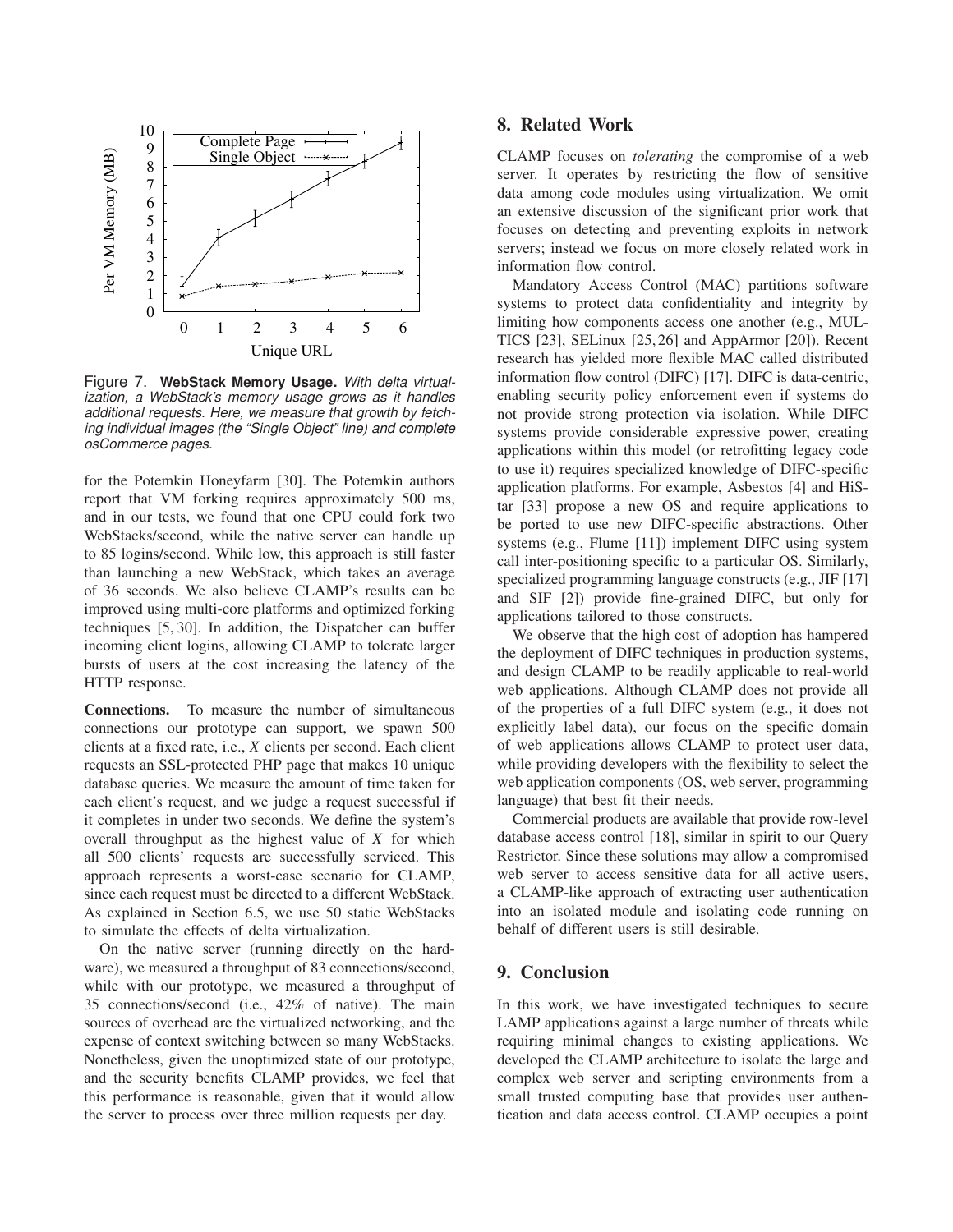Figure 7. **WebStack Memory Usage.** *With delta virtualization, a WebStack's memory usage grows as it handles additional requests. Here, we measure that growth by fetching individual images (the "Single Object" line) and complete osCommerce pages.*

for the Potemkin Honeyfarm [30]. The Potemkin authors report that VM forking requires approximately 500 ms, and in our tests, we found that one CPU could fork two WebStacks/second, while the native server can handle up to 85 logins/second. While low, this approach is still faster than launching a new WebStack, which takes an average of 36 seconds. We also believe CLAMP's results can be improved using multi-core platforms and optimized forking techniques [5, 30]. In addition, the Dispatcher can buffer incoming client logins, allowing CLAMP to tolerate larger bursts of users at the cost increasing the latency of the HTTP response.

**Connections.** To measure the number of simultaneous connections our prototype can support, we spawn 500 clients at a fixed rate, i.e., $X$ clients per second. Each client requests an SSL-protected PHP page that makes 10 unique database queries. We measure the amount of time taken for each client's request, and we judge a request successful if it completes in under two seconds. We define the system's overall throughput as the highest value of $X$ for which all 500 clients' requests are successfully serviced. This approach represents a worst-case scenario for CLAMP, since each request must be directed to a different WebStack. As explained in Section 6.5, we use 50 static WebStacks to simulate the effects of delta virtualization.

On the native server (running directly on the hardware), we measured a throughput of 83 connections/second, while with our prototype, we measured a throughput of 35 connections/second (i.e., 42% of native). The main sources of overhead are the virtualized networking, and the expense of context switching between so many WebStacks. Nonetheless, given the unoptimized state of our prototype, and the security benefits CLAMP provides, we feel that this performance is reasonable, given that it would allow the server to process over three million requests per day.

## 8. Related Work

CLAMP focuses on *tolerating* the compromise of a web server. It operates by restricting the flow of sensitive data among code modules using virtualization. We omit an extensive discussion of the significant prior work that focuses on detecting and preventing exploits in network servers; instead we focus on more closely related work in information flow control.

Mandatory Access Control (MAC) partitions software systems to protect data confidentiality and integrity by limiting how components access one another (e.g., MULTICS [23], SELinux [25, 26] and AppArmor [20]). Recent research has yielded more flexible MAC called distributed information flow control (DIFC) [17]. DIFC is data-centric, enabling security policy enforcement even if systems do not provide strong protection via isolation. While DIFC systems provide considerable expressive power, creating applications within this model (or retrofitting legacy code to use it) requires specialized knowledge of DIFC-specific application platforms. For example, Asbestos [4] and HiStar [33] propose a new OS and require applications to be ported to use new DIFC-specific abstractions. Other systems (e.g., Flume [11]) implement DIFC using system call inter-positioning specific to a particular OS. Similarly, specialized programming language constructs (e.g., JIF [17] and SIF [2]) provide fine-grained DIFC, but only for applications tailored to those constructs.

We observe that the high cost of adoption has hampered the deployment of DIFC techniques in production systems, and design CLAMP to be readily applicable to real-world web applications. Although CLAMP does not provide all of the properties of a full DIFC system (e.g., it does not explicitly label data), our focus on the specific domain of web applications allows CLAMP to protect user data, while providing developers with the flexibility to select the web application components (OS, web server, programming language) that best fit their needs.

Commercial products are available that provide row-level database access control [18], similar in spirit to our Query Restrictor. Since these solutions may allow a compromised web server to access sensitive data for all active users, a CLAMP-like approach of extracting user authentication into an isolated module and isolating code running on behalf of different users is still desirable.

## 9. Conclusion

In this work, we have investigated techniques to secure LAMP applications against a large number of threats while requiring minimal changes to existing applications. We developed the CLAMP architecture to isolate the large and complex web server and scripting environments from a small trusted computing base that provides user authentication and data access control. CLAMP occupies a point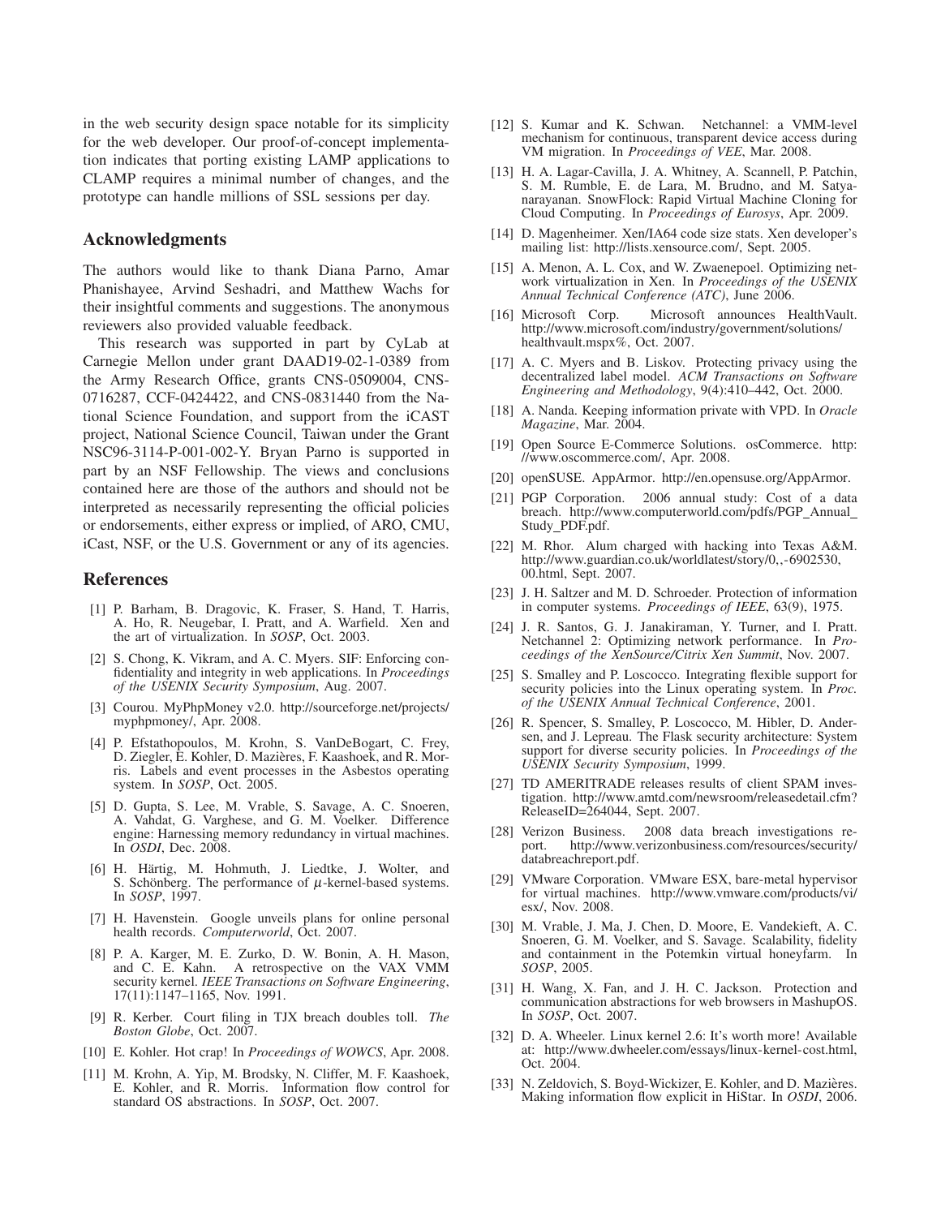in the web security design space notable for its simplicity for the web developer. Our proof-of-concept implementation indicates that porting existing LAMP applications to CLAMP requires a minimal number of changes, and the prototype can handle millions of SSL sessions per day.

## Acknowledgments

The authors would like to thank Diana Parno, Amar Phanishayee, Arvind Seshadri, and Matthew Wachs for their insightful comments and suggestions. The anonymous reviewers also provided valuable feedback.

This research was supported in part by CyLab at Carnegie Mellon under grant DAAD19-02-1-0389 from the Army Research Office, grants CNS-0509004, CNS-0716287, CCF-0424422, and CNS-0831440 from the National Science Foundation, and support from the iCAST project, National Science Council, Taiwan under the Grant NSC96-3114-P-001-002-Y. Bryan Parno is supported in part by an NSF Fellowship. The views and conclusions contained here are those of the authors and should not be interpreted as necessarily representing the official policies or endorsements, either express or implied, of ARO, CMU, iCast, NSF, or the U.S. Government or any of its agencies.

## References

[1] P. Barham, B. Dragovic, K. Fraser, S. Hand, T. Harris, A. Ho, R. Neugebar, I. Pratt, and A. Warfield. Xen and the art of virtualization. In *SOSP*, Oct. 2003.

[2] S. Chong, K. Vikram, and A. C. Myers. SIF: Enforcing confidentiality and integrity in web applications. In *Proceedings of the USENIX Security Symposium*, Aug. 2007.

[3] Courou. MyPhpMoney v2.0. http://sourceforge.net/projects/myphpmoney/, Apr. 2008.

[4] P. Efstathopoulos, M. Krohn, S. VanDeBogart, C. Frey, D. Ziegler, E. Kohler, D. Mazières, F. Kaashoek, and R. Morris. Labels and event processes in the Asbestos operating system. In *SOSP*, Oct. 2005.

[5] D. Gupta, S. Lee, M. Vrable, S. Savage, A. C. Snoeren, A. Vahdat, G. Varghese, and G. M. Voelker. Difference engine: Harnessing memory redundancy in virtual machines. In *OSDI*, Dec. 2008.

[6] H. Härtig, M. Hohmuth, J. Liedtke, J. Wolter, and S. Schönberg. The performance of $\mu$-kernel-based systems. In *SOSP*, 1997.

[7] H. Havenstein. Google unveils plans for online personal health records. *Computerworld*, Oct. 2007.

[8] P. A. Karger, M. E. Zurko, D. W. Bonin, A. H. Mason, and C. E. Kahn. A retrospective on the VAX VMM security kernel. *IEEE Transactions on Software Engineering*, 17(11):1147–1165, Nov. 1991.

[9] R. Kerber. Court filing in TJX breach doubles toll. *The Boston Globe*, Oct. 2007.

[10] E. Kohler. Hot crap! In *Proceedings of WOWCS*, Apr. 2008.

[11] M. Krohn, A. Yip, M. Brodsky, N. Cliffer, M. F. Kaashoek, E. Kohler, and R. Morris. Information flow control for standard OS abstractions. In *SOSP*, Oct. 2007.

[12] S. Kumar and K. Schwan. Netchannel: a VMM-level mechanism for continuous, transparent device access during VM migration. In *Proceedings of VEE*, Mar. 2008.

[13] H. A. Lagar-Cavilla, J. A. Whitney, A. Scannell, P. Patchin, S. M. Rumble, E. de Lara, M. Brudno, and M. Satyanarayanan. SnowFlock: Rapid Virtual Machine Cloning for Cloud Computing. In *Proceedings of Eurosys*, Apr. 2009.

[14] D. Magenheimer. Xen/IA64 code size stats. Xen developer's mailing list: http://lists.xensource.com/, Sept. 2005.

[15] A. Menon, A. L. Cox, and W. Zwaenepoel. Optimizing network virtualization in Xen. In *Proceedings of the USENIX Annual Technical Conference (ATC)*, June 2006.

[16] Microsoft Corp. Microsoft announces HealthVault. http://www.microsoft.com/industry/government/solutions/healthvault.mspx%, Oct. 2007.

[17] A. C. Myers and B. Liskov. Protecting privacy using the decentralized label model. *ACM Transactions on Software Engineering and Methodology*, 9(4):410–442, Oct. 2000.

[18] A. Nanda. Keeping information private with VPD. In *Oracle Magazine*, Mar. 2004.

[19] Open Source E-Commerce Solutions. osCommerce. http://www.oscommerce.com/, Apr. 2008.

[20] openSUSE. AppArmor. http://en.opensuse.org/AppArmor.

[21] PGP Corporation. 2006 annual study: Cost of a data breach. http://www.computerworld.com/pdfs/PGP_Annual_Study_PDF.pdf.

[22] M. Rhor. Alum charged with hacking into Texas A&M. http://www.guardian.co.uk/worldlatest/story/0,,-6902530,00.html, Sept. 2007.

[23] J. H. Saltzer and M. D. Schroeder. Protection of information in computer systems. *Proceedings of IEEE*, 63(9), 1975.

[24] J. R. Santos, G. J. Janakiraman, Y. Turner, and I. Pratt. Netchannel 2: Optimizing network performance. In *Proceedings of the XenSource/Citrix Xen Summit*, Nov. 2007.

[25] S. Smalley and P. Loscocco. Integrating flexible support for security policies into the Linux operating system. In *Proc. of the USENIX Annual Technical Conference*, 2001.

[26] R. Spencer, S. Smalley, P. Loscocco, M. Hibler, D. Andersen, and J. Lepreau. The Flask security architecture: System support for diverse security policies. In *Proceedings of the USENIX Security Symposium*, 1999.

[27] TD AMERITRADE releases results of client SPAM investigation. http://www.amtd.com/newsroom/releasedetail.cfm?ReleaseID=264044, Sept. 2007.

[28] Verizon Business. 2008 data breach investigations report. http://www.verizonbusiness.com/resources/security/databreachreport.pdf.

[29] VMware Corporation. VMware ESX, bare-metal hypervisor for virtual machines. http://www.vmware.com/products/vi/esx/, Nov. 2008.

[30] M. Vrable, J. Ma, J. Chen, D. Moore, E. Vandekieft, A. C. Snoeren, G. M. Voelker, and S. Savage. Scalability, fidelity and containment in the Potemkin virtual honeyfarm. In *SOSP*, 2005.

[31] H. Wang, X. Fan, and J. H. C. Jackson. Protection and communication abstractions for web browsers in MashupOS. In *SOSP*, Oct. 2007.

[32] D. A. Wheeler. Linux kernel 2.6: It's worth more! Available at: http://www.dwheeler.com/essays/linux-kernel-cost.html, Oct. 2004.

[33] N. Zeldovich, S. Boyd-Wickizer, E. Kohler, and D. Mazières. Making information flow explicit in HiStar. In *OSDI*, 2006.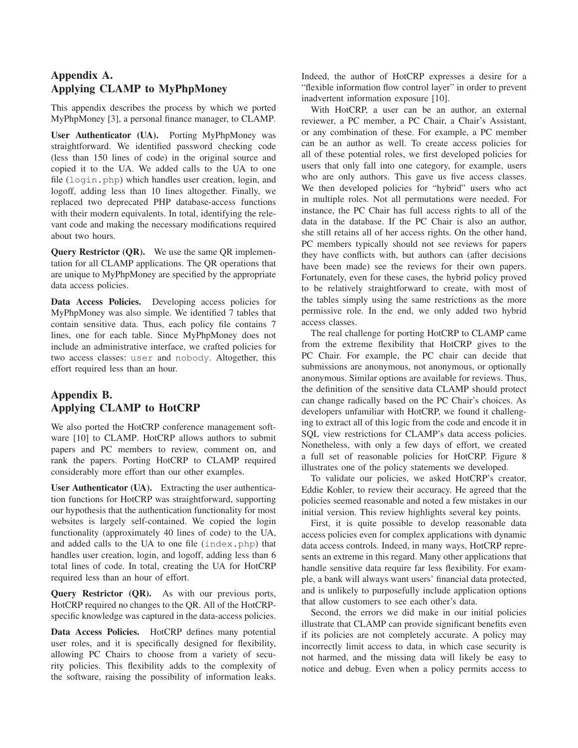## Appendix A. Applying CLAMP to MyPhpMoney

This appendix describes the process by which we ported MyPhpMoney [3], a personal finance manager, to CLAMP.

**User Authenticator (UA).** Porting MyPhpMoney was straightforward. We identified password checking code (less than 150 lines of code) in the original source and copied it to the UA. We added calls to the UA to one file (`login.php`) which handles user creation, login, and logoff, adding less than 10 lines altogether. Finally, we replaced two deprecated PHP database-access functions with their modern equivalents. In total, identifying the relevant code and making the necessary modifications required about two hours.

**Query Restrictor (QR).** We use the same QR implementation for all CLAMP applications. The QR operations that are unique to MyPhpMoney are specified by the appropriate data access policies.

**Data Access Policies.** Developing access policies for MyPhpMoney was also simple. We identified 7 tables that contain sensitive data. Thus, each policy file contains 7 lines, one for each table. Since MyPhpMoney does not include an administrative interface, we crafted policies for two access classes: `user` and `nobody`. Altogether, this effort required less than an hour.

## Appendix B. Applying CLAMP to HotCRP

We also ported the HotCRP conference management software [10] to CLAMP. HotCRP allows authors to submit papers and PC members to review, comment on, and rank the papers. Porting HotCRP to CLAMP required considerably more effort than our other examples.

**User Authenticator (UA).** Extracting the user authentication functions for HotCRP was straightforward, supporting our hypothesis that the authentication functionality for most websites is largely self-contained. We copied the login functionality (approximately 40 lines of code) to the UA, and added calls to the UA to one file (`index.php`) that handles user creation, login, and logoff, adding less than 6 total lines of code. In total, creating the UA for HotCRP required less than an hour of effort.

**Query Restrictor (QR).** As with our previous ports, HotCRP required no changes to the QR. All of the HotCRP-specific knowledge was captured in the data-access policies.

**Data Access Policies.** HotCRP defines many potential user roles, and it is specifically designed for flexibility, allowing PC Chairs to choose from a variety of security policies. This flexibility adds to the complexity of the software, raising the possibility of information leaks. Indeed, the author of HotCRP expresses a desire for a "flexible information flow control layer" in order to prevent inadvertent information exposure [10].

With HotCRP, a user can be an author, an external reviewer, a PC member, a PC Chair, a Chair's Assistant, or any combination of these. For example, a PC member can be an author as well. To create access policies for all of these potential roles, we first developed policies for users that only fall into one category, for example, users who are only authors. This gave us five access classes. We then developed policies for "hybrid" users who act in multiple roles. Not all permutations were needed. For instance, the PC Chair has full access rights to all of the data in the database. If the PC Chair is also an author, she still retains all of her access rights. On the other hand, PC members typically should not see reviews for papers they have conflicts with, but authors can (after decisions have been made) see the reviews for their own papers. Fortunately, even for these cases, the hybrid policy proved to be relatively straightforward to create, with most of the tables simply using the same restrictions as the more permissive role. In the end, we only added two hybrid access classes.

The real challenge for porting HotCRP to CLAMP came from the extreme flexibility that HotCRP gives to the PC Chair. For example, the PC chair can decide that submissions are anonymous, not anonymous, or optionally anonymous. Similar options are available for reviews. Thus, the definition of the sensitive data CLAMP should protect can change radically based on the PC Chair's choices. As developers unfamiliar with HotCRP, we found it challenging to extract all of this logic from the code and encode it in SQL view restrictions for CLAMP's data access policies. Nonetheless, with only a few days of effort, we created a full set of reasonable policies for HotCRP. Figure 8 illustrates one of the policy statements we developed.

To validate our policies, we asked HotCRP's creator, Eddie Kohler, to review their accuracy. He agreed that the policies seemed reasonable and noted a few mistakes in our initial version. This review highlights several key points.

First, it is quite possible to develop reasonable data access policies even for complex applications with dynamic data access controls. Indeed, in many ways, HotCRP represents an extreme in this regard. Many other applications that handle sensitive data require far less flexibility. For example, a bank will always want users' financial data protected, and is unlikely to purposefully include application options that allow customers to see each other's data.

Second, the errors we did make in our initial policies illustrate that CLAMP can provide significant benefits even if its policies are not completely accurate. A policy may incorrectly limit access to data, in which case security is not harmed, and the missing data will likely be easy to notice and debug. Even when a policy permits access to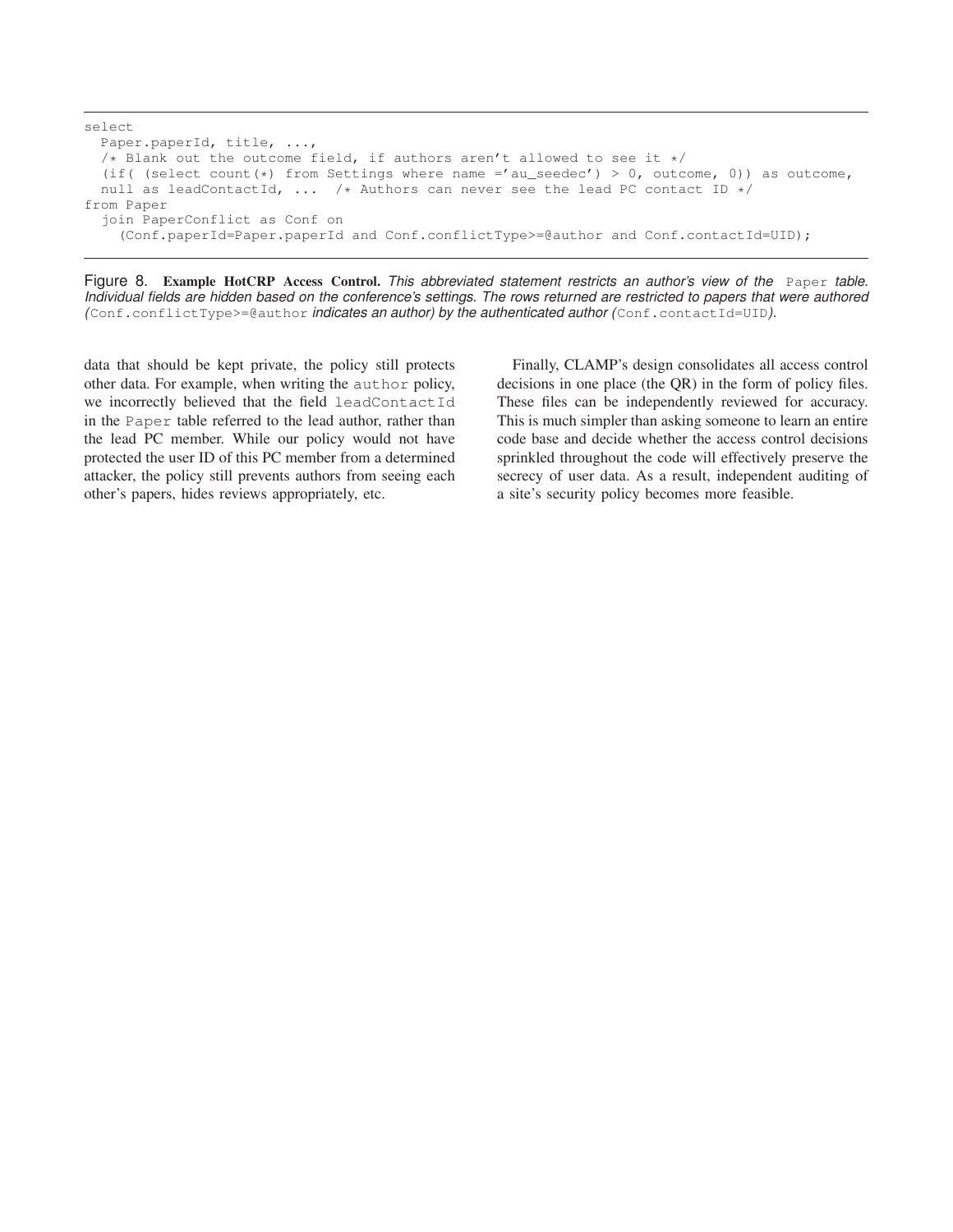```
select
  Paper.paperId, title, ...,
  /* Blank out the outcome field, if authors aren't allowed to see it */
  (if( (select count(*) from Settings where name ='au_seedec') > 0, outcome, 0)) as outcome,
  null as leadContactId, ...  /* Authors can never see the lead PC contact ID */
from Paper
  join PaperConflict as Conf on
    (Conf.paperId=Paper.paperId and Conf.conflictType>=@author and Conf.contactId=UID);
```

Figure 8. **Example HotCRP Access Control.** *This abbreviated statement restricts an author's view of the* `Paper` *table. Individual fields are hidden based on the conference's settings. The rows returned are restricted to papers that were authored (*`Conf.conflictType>=@author` *indicates an author) by the authenticated author (*`Conf.contactId=UID`*).*

data that should be kept private, the policy still protects other data. For example, when writing the `author` policy, we incorrectly believed that the field `leadContactId` in the `Paper` table referred to the lead author, rather than the lead PC member. While our policy would not have protected the user ID of this PC member from a determined attacker, the policy still prevents authors from seeing each other's papers, hides reviews appropriately, etc.

Finally, CLAMP's design consolidates all access control decisions in one place (the QR) in the form of policy files. These files can be independently reviewed for accuracy. This is much simpler than asking someone to learn an entire code base and decide whether the access control decisions sprinkled throughout the code will effectively preserve the secrecy of user data. As a result, independent auditing of a site's security policy becomes more feasible.